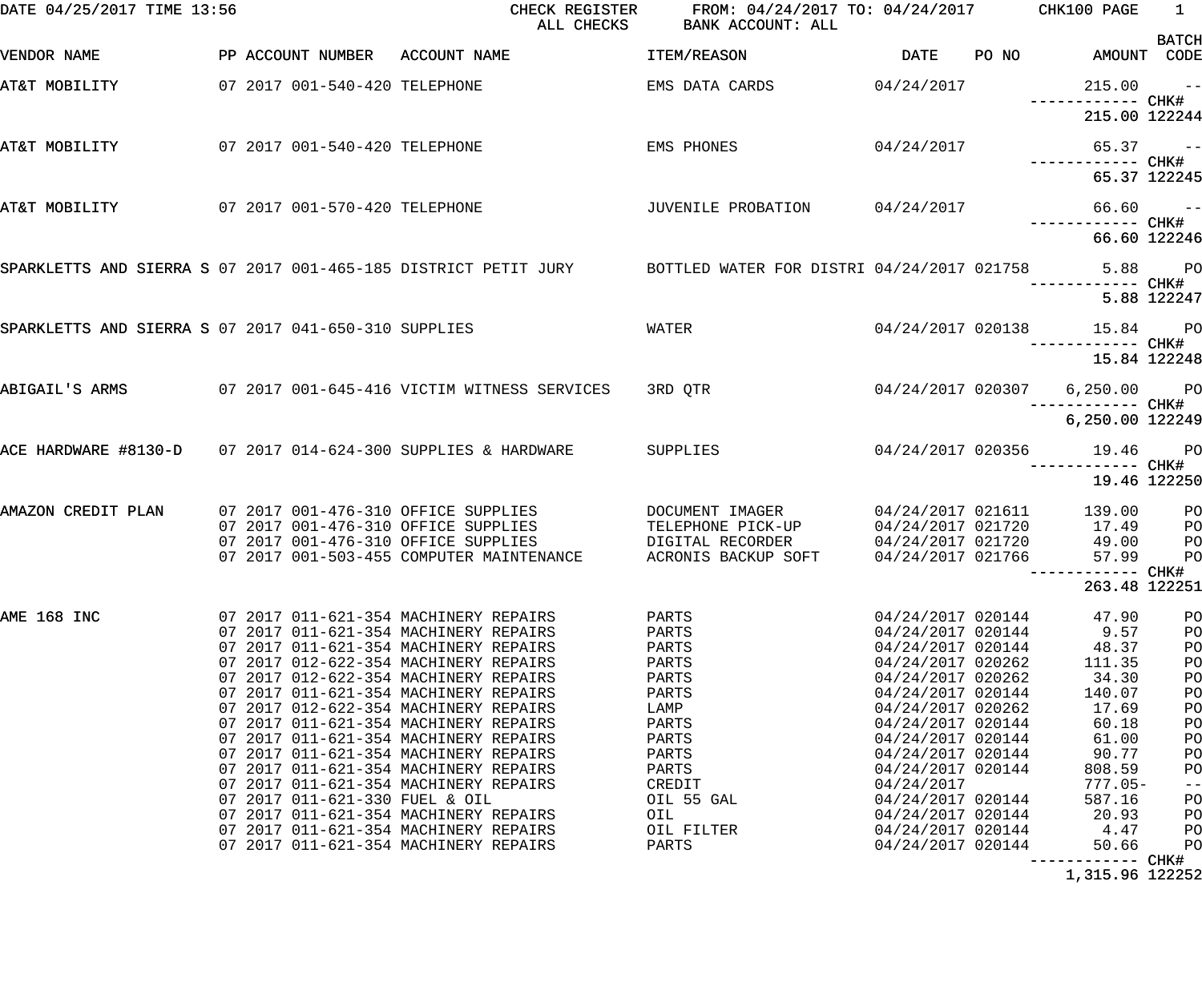DATE 04/25/2017 TIME 13:56 CHECK REGISTER FROM: 04/24/2017 TO: 04/24/2017 CHK100 PAGE 1
ALL CHECKS BANK ACCOUNT: ALL

| VENDOR NAME | PP | ACCOUNT NUMBER | ACCOUNT NAME | ITEM/REASON | DATE | PO NO | AMOUNT | BATCH CODE |
|---|---|---|---|---|---|---|---|---|
| AT&T MOBILITY | 07 2017 | 001-540-420 | TELEPHONE | EMS DATA CARDS | 04/24/2017 | | 215.00 | -- |
| | | | | | | | 215.00 | CHK# 122244 |
| AT&T MOBILITY | 07 2017 | 001-540-420 | TELEPHONE | EMS PHONES | 04/24/2017 | | 65.37 | -- |
| | | | | | | | 65.37 | CHK# 122245 |
| AT&T MOBILITY | 07 2017 | 001-570-420 | TELEPHONE | JUVENILE PROBATION | 04/24/2017 | | 66.60 | -- |
| | | | | | | | 66.60 | CHK# 122246 |
| SPARKLETTS AND SIERRA S | 07 2017 | 001-465-185 | DISTRICT PETIT JURY | BOTTLED WATER FOR DISTRI | 04/24/2017 | 021758 | 5.88 | PO |
| | | | | | | | 5.88 | CHK# 122247 |
| SPARKLETTS AND SIERRA S | 07 2017 | 041-650-310 | SUPPLIES | WATER | 04/24/2017 | 020138 | 15.84 | PO |
| | | | | | | | 15.84 | CHK# 122248 |
| ABIGAIL'S ARMS | 07 2017 | 001-645-416 | VICTIM WITNESS SERVICES | 3RD QTR | 04/24/2017 | 020307 | 6,250.00 | PO |
| | | | | | | | 6,250.00 | CHK# 122249 |
| ACE HARDWARE #8130-D | 07 2017 | 014-624-300 | SUPPLIES & HARDWARE | SUPPLIES | 04/24/2017 | 020356 | 19.46 | PO |
| | | | | | | | 19.46 | CHK# 122250 |
| AMAZON CREDIT PLAN | 07 2017 | 001-476-310 | OFFICE SUPPLIES | DOCUMENT IMAGER | 04/24/2017 | 021611 | 139.00 | PO |
| | 07 2017 | 001-476-310 | OFFICE SUPPLIES | TELEPHONE PICK-UP | 04/24/2017 | 021720 | 17.49 | PO |
| | 07 2017 | 001-476-310 | OFFICE SUPPLIES | DIGITAL RECORDER | 04/24/2017 | 021720 | 49.00 | PO |
| | 07 2017 | 001-503-455 | COMPUTER MAINTENANCE | ACRONIS BACKUP SOFT | 04/24/2017 | 021766 | 57.99 | PO |
| | | | | | | | 263.48 | CHK# 122251 |
| AME 168 INC | 07 2017 | 011-621-354 | MACHINERY REPAIRS | PARTS | 04/24/2017 | 020144 | 47.90 | PO |
| | 07 2017 | 011-621-354 | MACHINERY REPAIRS | PARTS | 04/24/2017 | 020144 | 9.57 | PO |
| | 07 2017 | 011-621-354 | MACHINERY REPAIRS | PARTS | 04/24/2017 | 020144 | 48.37 | PO |
| | 07 2017 | 012-622-354 | MACHINERY REPAIRS | PARTS | 04/24/2017 | 020262 | 111.35 | PO |
| | 07 2017 | 012-622-354 | MACHINERY REPAIRS | PARTS | 04/24/2017 | 020262 | 34.30 | PO |
| | 07 2017 | 011-621-354 | MACHINERY REPAIRS | PARTS | 04/24/2017 | 020144 | 140.07 | PO |
| | 07 2017 | 012-622-354 | MACHINERY REPAIRS | LAMP | 04/24/2017 | 020262 | 17.69 | PO |
| | 07 2017 | 011-621-354 | MACHINERY REPAIRS | PARTS | 04/24/2017 | 020144 | 60.18 | PO |
| | 07 2017 | 011-621-354 | MACHINERY REPAIRS | PARTS | 04/24/2017 | 020144 | 61.00 | PO |
| | 07 2017 | 011-621-354 | MACHINERY REPAIRS | PARTS | 04/24/2017 | 020144 | 90.77 | PO |
| | 07 2017 | 011-621-354 | MACHINERY REPAIRS | PARTS | 04/24/2017 | 020144 | 808.59 | PO |
| | 07 2017 | 011-621-354 | MACHINERY REPAIRS | CREDIT | 04/24/2017 | | 777.05- | -- |
| | 07 2017 | 011-621-330 | FUEL & OIL | OIL 55 GAL | 04/24/2017 | 020144 | 587.16 | PO |
| | 07 2017 | 011-621-354 | MACHINERY REPAIRS | OIL | 04/24/2017 | 020144 | 20.93 | PO |
| | 07 2017 | 011-621-354 | MACHINERY REPAIRS | OIL FILTER | 04/24/2017 | 020144 | 4.47 | PO |
| | 07 2017 | 011-621-354 | MACHINERY REPAIRS | PARTS | 04/24/2017 | 020144 | 50.66 | PO |
| | | | | | | | 1,315.96 | CHK# 122252 |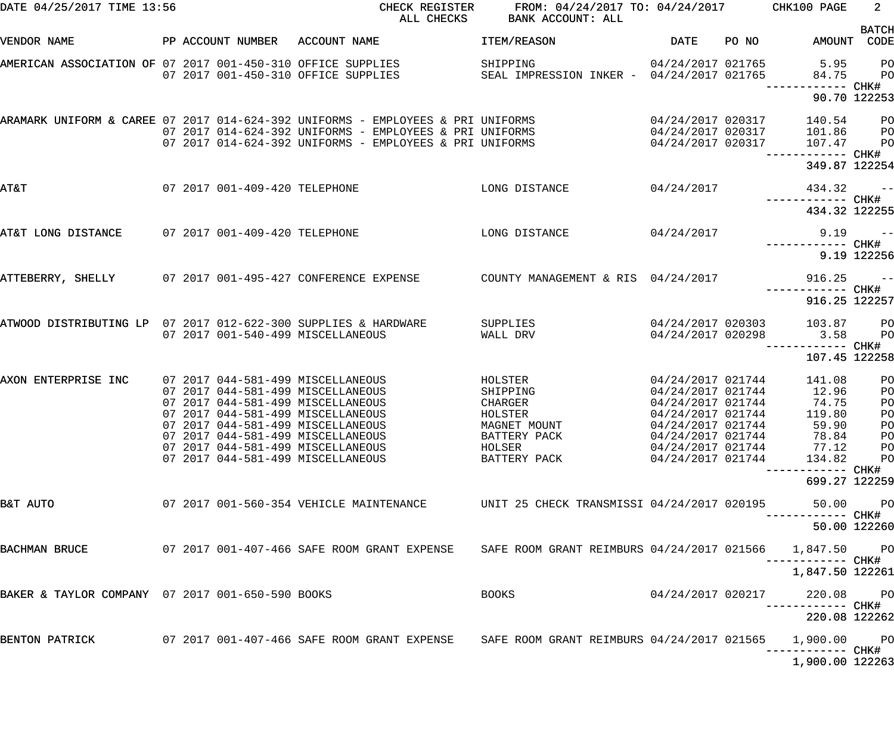DATE 04/25/2017 TIME 13:56 — CHECK REGISTER — ALL CHECKS — FROM: 04/24/2017 TO: 04/24/2017 — BANK ACCOUNT: ALL — CHK100 PAGE 2

| VENDOR NAME | PP | ACCOUNT NUMBER | ACCOUNT NAME | ITEM/REASON | DATE | PO NO | AMOUNT | BATCH CODE |
|---|---|---|---|---|---|---|---|---|
| AMERICAN ASSOCIATION OF | 07 2017 | 001-450-310 | OFFICE SUPPLIES | SHIPPING | 04/24/2017 | 021765 | 5.95 | PO |
| | 07 2017 | 001-450-310 | OFFICE SUPPLIES | SEAL IMPRESSION INKER - | 04/24/2017 | 021765 | 84.75 | PO |
| | | | | | | | 90.70 | CHK# 122253 |
| ARAMARK UNIFORM & CAREE | 07 2017 | 014-624-392 | UNIFORMS - EMPLOYEES & PRI | UNIFORMS | 04/24/2017 | 020317 | 140.54 | PO |
| | 07 2017 | 014-624-392 | UNIFORMS - EMPLOYEES & PRI | UNIFORMS | 04/24/2017 | 020317 | 101.86 | PO |
| | 07 2017 | 014-624-392 | UNIFORMS - EMPLOYEES & PRI | UNIFORMS | 04/24/2017 | 020317 | 107.47 | PO |
| | | | | | | | 349.87 | CHK# 122254 |
| AT&T | 07 2017 | 001-409-420 | TELEPHONE | LONG DISTANCE | 04/24/2017 | | 434.32 | -- |
| | | | | | | | 434.32 | CHK# 122255 |
| AT&T LONG DISTANCE | 07 2017 | 001-409-420 | TELEPHONE | LONG DISTANCE | 04/24/2017 | | 9.19 | -- |
| | | | | | | | 9.19 | CHK# 122256 |
| ATTEBERRY, SHELLY | 07 2017 | 001-495-427 | CONFERENCE EXPENSE | COUNTY MANAGEMENT & RIS | 04/24/2017 | | 916.25 | -- |
| | | | | | | | 916.25 | CHK# 122257 |
| ATWOOD DISTRIBUTING LP | 07 2017 | 012-622-300 | SUPPLIES & HARDWARE | SUPPLIES | 04/24/2017 | 020303 | 103.87 | PO |
| | 07 2017 | 001-540-499 | MISCELLANEOUS | WALL DRV | 04/24/2017 | 020298 | 3.58 | PO |
| | | | | | | | 107.45 | CHK# 122258 |
| AXON ENTERPRISE INC | 07 2017 | 044-581-499 | MISCELLANEOUS | HOLSTER | 04/24/2017 | 021744 | 141.08 | PO |
| | 07 2017 | 044-581-499 | MISCELLANEOUS | SHIPPING | 04/24/2017 | 021744 | 12.96 | PO |
| | 07 2017 | 044-581-499 | MISCELLANEOUS | CHARGER | 04/24/2017 | 021744 | 74.75 | PO |
| | 07 2017 | 044-581-499 | MISCELLANEOUS | HOLSTER | 04/24/2017 | 021744 | 119.80 | PO |
| | 07 2017 | 044-581-499 | MISCELLANEOUS | MAGNET MOUNT | 04/24/2017 | 021744 | 59.90 | PO |
| | 07 2017 | 044-581-499 | MISCELLANEOUS | BATTERY PACK | 04/24/2017 | 021744 | 78.84 | PO |
| | 07 2017 | 044-581-499 | MISCELLANEOUS | HOLSER | 04/24/2017 | 021744 | 77.12 | PO |
| | 07 2017 | 044-581-499 | MISCELLANEOUS | BATTERY PACK | 04/24/2017 | 021744 | 134.82 | PO |
| | | | | | | | 699.27 | CHK# 122259 |
| B&T AUTO | 07 2017 | 001-560-354 | VEHICLE MAINTENANCE | UNIT 25 CHECK TRANSMISSI | 04/24/2017 | 020195 | 50.00 | PO |
| | | | | | | | 50.00 | CHK# 122260 |
| BACHMAN BRUCE | 07 2017 | 001-407-466 | SAFE ROOM GRANT EXPENSE | SAFE ROOM GRANT REIMBURS | 04/24/2017 | 021566 | 1,847.50 | PO |
| | | | | | | | 1,847.50 | CHK# 122261 |
| BAKER & TAYLOR COMPANY | 07 2017 | 001-650-590 | BOOKS | BOOKS | 04/24/2017 | 020217 | 220.08 | PO |
| | | | | | | | 220.08 | CHK# 122262 |
| BENTON PATRICK | 07 2017 | 001-407-466 | SAFE ROOM GRANT EXPENSE | SAFE ROOM GRANT REIMBURS | 04/24/2017 | 021565 | 1,900.00 | PO |
| | | | | | | | 1,900.00 | CHK# 122263 |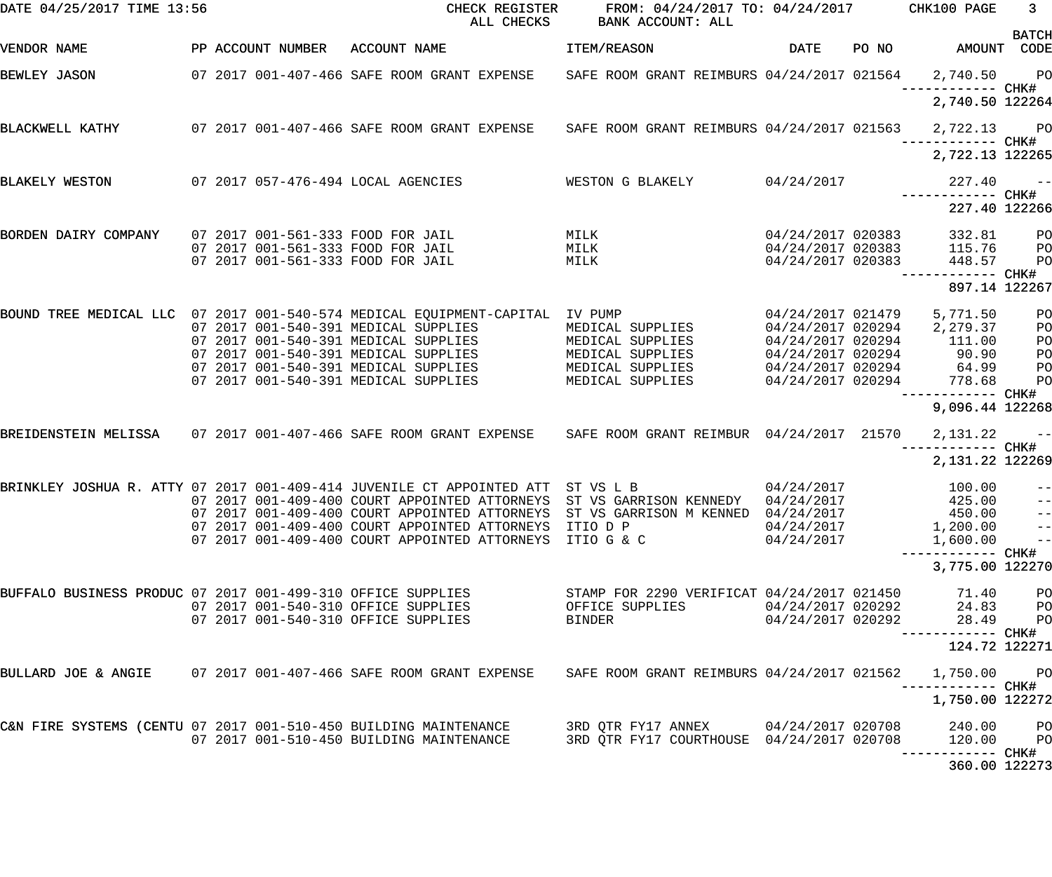DATE 04/25/2017 TIME 13:56 CHECK REGISTER ALL CHECKS FROM: 04/24/2017 TO: 04/24/2017 BANK ACCOUNT: ALL CHK100 PAGE 3

| VENDOR NAME | PP ACCOUNT NUMBER | ACCOUNT NAME | ITEM/REASON | DATE | PO NO | AMOUNT | BATCH CODE |
|---|---|---|---|---|---|---|---|
| BEWLEY JASON | 07 2017 001-407-466 | SAFE ROOM GRANT EXPENSE | SAFE ROOM GRANT REIMBURS | 04/24/2017 | 021564 | 2,740.50 | PO |
| | | | | | | ------------ | CHK# |
| | | | | | | 2,740.50 | 122264 |
| BLACKWELL KATHY | 07 2017 001-407-466 | SAFE ROOM GRANT EXPENSE | SAFE ROOM GRANT REIMBURS | 04/24/2017 | 021563 | 2,722.13 | PO |
| | | | | | | ------------ | CHK# |
| | | | | | | 2,722.13 | 122265 |
| BLAKELY WESTON | 07 2017 057-476-494 | LOCAL AGENCIES | WESTON G BLAKELY | 04/24/2017 | | 227.40 | -- |
| | | | | | | ------------ | CHK# |
| | | | | | | 227.40 | 122266 |
| BORDEN DAIRY COMPANY | 07 2017 001-561-333 | FOOD FOR JAIL | MILK | 04/24/2017 | 020383 | 332.81 | PO |
| | 07 2017 001-561-333 | FOOD FOR JAIL | MILK | 04/24/2017 | 020383 | 115.76 | PO |
| | 07 2017 001-561-333 | FOOD FOR JAIL | MILK | 04/24/2017 | 020383 | 448.57 | PO |
| | | | | | | ------------ | CHK# |
| | | | | | | 897.14 | 122267 |
| BOUND TREE MEDICAL LLC | 07 2017 001-540-574 | MEDICAL EQUIPMENT-CAPITAL | IV PUMP | 04/24/2017 | 021479 | 5,771.50 | PO |
| | 07 2017 001-540-391 | MEDICAL SUPPLIES | MEDICAL SUPPLIES | 04/24/2017 | 020294 | 2,279.37 | PO |
| | 07 2017 001-540-391 | MEDICAL SUPPLIES | MEDICAL SUPPLIES | 04/24/2017 | 020294 | 111.00 | PO |
| | 07 2017 001-540-391 | MEDICAL SUPPLIES | MEDICAL SUPPLIES | 04/24/2017 | 020294 | 90.90 | PO |
| | 07 2017 001-540-391 | MEDICAL SUPPLIES | MEDICAL SUPPLIES | 04/24/2017 | 020294 | 64.99 | PO |
| | 07 2017 001-540-391 | MEDICAL SUPPLIES | MEDICAL SUPPLIES | 04/24/2017 | 020294 | 778.68 | PO |
| | | | | | | ------------ | CHK# |
| | | | | | | 9,096.44 | 122268 |
| BREIDENSTEIN MELISSA | 07 2017 001-407-466 | SAFE ROOM GRANT EXPENSE | SAFE ROOM GRANT REIMBUR | 04/24/2017 | 21570 | 2,131.22 | -- |
| | | | | | | ------------ | CHK# |
| | | | | | | 2,131.22 | 122269 |
| BRINKLEY JOSHUA R. ATTY | 07 2017 001-409-414 | JUVENILE CT APPOINTED ATT | ST VS L B | 04/24/2017 | | 100.00 | -- |
| | 07 2017 001-409-400 | COURT APPOINTED ATTORNEYS | ST VS GARRISON KENNEDY | 04/24/2017 | | 425.00 | -- |
| | 07 2017 001-409-400 | COURT APPOINTED ATTORNEYS | ST VS GARRISON M KENNED | 04/24/2017 | | 450.00 | -- |
| | 07 2017 001-409-400 | COURT APPOINTED ATTORNEYS | ITIO D P | 04/24/2017 | | 1,200.00 | -- |
| | 07 2017 001-409-400 | COURT APPOINTED ATTORNEYS | ITIO G & C | 04/24/2017 | | 1,600.00 | -- |
| | | | | | | ------------ | CHK# |
| | | | | | | 3,775.00 | 122270 |
| BUFFALO BUSINESS PRODUC | 07 2017 001-499-310 | OFFICE SUPPLIES | STAMP FOR 2290 VERIFICAT | 04/24/2017 | 021450 | 71.40 | PO |
| | 07 2017 001-540-310 | OFFICE SUPPLIES | OFFICE SUPPLIES | 04/24/2017 | 020292 | 24.83 | PO |
| | 07 2017 001-540-310 | OFFICE SUPPLIES | BINDER | 04/24/2017 | 020292 | 28.49 | PO |
| | | | | | | ------------ | CHK# |
| | | | | | | 124.72 | 122271 |
| BULLARD JOE & ANGIE | 07 2017 001-407-466 | SAFE ROOM GRANT EXPENSE | SAFE ROOM GRANT REIMBURS | 04/24/2017 | 021562 | 1,750.00 | PO |
| | | | | | | ------------ | CHK# |
| | | | | | | 1,750.00 | 122272 |
| C&N FIRE SYSTEMS (CENTU | 07 2017 001-510-450 | BUILDING MAINTENANCE | 3RD QTR FY17 ANNEX | 04/24/2017 | 020708 | 240.00 | PO |
| | 07 2017 001-510-450 | BUILDING MAINTENANCE | 3RD QTR FY17 COURTHOUSE | 04/24/2017 | 020708 | 120.00 | PO |
| | | | | | | ------------ | CHK# |
| | | | | | | 360.00 | 122273 |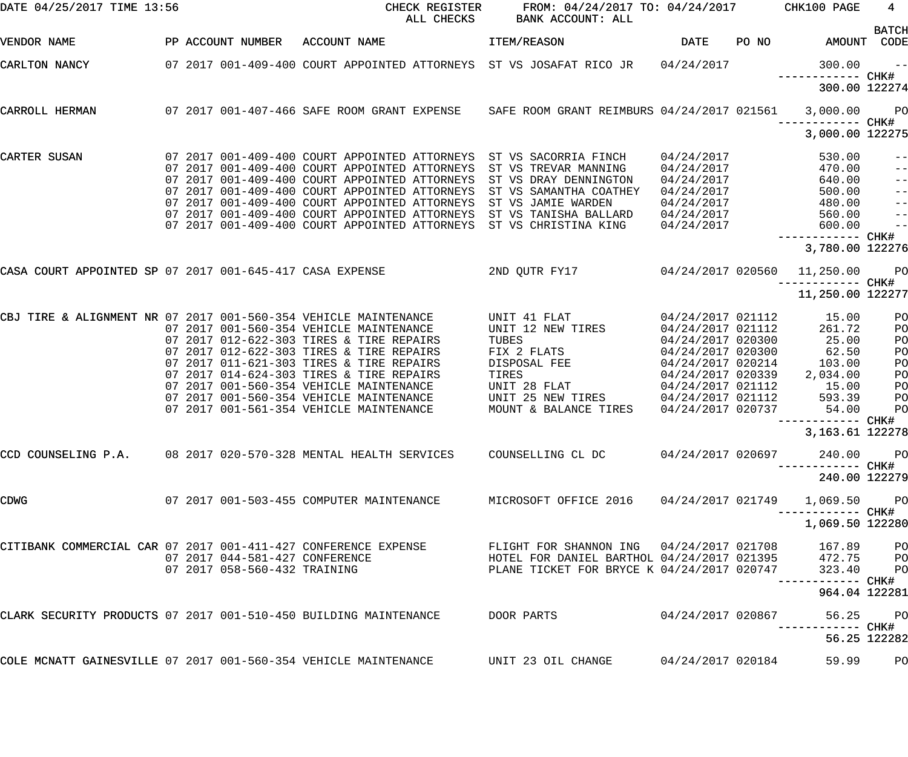DATE 04/25/2017 TIME 13:56 CHECK REGISTER FROM: 04/24/2017 TO: 04/24/2017 CHK100 PAGE 4
ALL CHECKS BANK ACCOUNT: ALL

| VENDOR NAME | PP ACCOUNT NUMBER | ACCOUNT NAME | ITEM/REASON | DATE | PO NO | AMOUNT | BATCH CODE |
|---|---|---|---|---|---|---|---|
| CARLTON NANCY | 07 2017 001-409-400 | COURT APPOINTED ATTORNEYS | ST VS JOSAFAT RICO JR | 04/24/2017 | | 300.00 | -- |
| | | | | | | ------------ | CHK# |
| | | | | | | 300.00 | 122274 |
| CARROLL HERMAN | 07 2017 001-407-466 | SAFE ROOM GRANT EXPENSE | SAFE ROOM GRANT REIMBURS | 04/24/2017 | 021561 | 3,000.00 | PO |
| | | | | | | ------------ | CHK# |
| | | | | | | 3,000.00 | 122275 |
| CARTER SUSAN | 07 2017 001-409-400 | COURT APPOINTED ATTORNEYS | ST VS SACORRIA FINCH | 04/24/2017 | | 530.00 | -- |
| | 07 2017 001-409-400 | COURT APPOINTED ATTORNEYS | ST VS TREVAR MANNING | 04/24/2017 | | 470.00 | -- |
| | 07 2017 001-409-400 | COURT APPOINTED ATTORNEYS | ST VS DRAY DENNINGTON | 04/24/2017 | | 640.00 | -- |
| | 07 2017 001-409-400 | COURT APPOINTED ATTORNEYS | ST VS SAMANTHA COATHEY | 04/24/2017 | | 500.00 | -- |
| | 07 2017 001-409-400 | COURT APPOINTED ATTORNEYS | ST VS JAMIE WARDEN | 04/24/2017 | | 480.00 | -- |
| | 07 2017 001-409-400 | COURT APPOINTED ATTORNEYS | ST VS TANISHA BALLARD | 04/24/2017 | | 560.00 | -- |
| | 07 2017 001-409-400 | COURT APPOINTED ATTORNEYS | ST VS CHRISTINA KING | 04/24/2017 | | 600.00 | -- |
| | | | | | | ------------ | CHK# |
| | | | | | | 3,780.00 | 122276 |
| CASA COURT APPOINTED SP | 07 2017 001-645-417 | CASA EXPENSE | 2ND QUTR FY17 | 04/24/2017 | 020560 | 11,250.00 | PO |
| | | | | | | ------------ | CHK# |
| | | | | | | 11,250.00 | 122277 |
| CBJ TIRE & ALIGNMENT NR | 07 2017 001-560-354 | VEHICLE MAINTENANCE | UNIT 41 FLAT | 04/24/2017 | 021112 | 15.00 | PO |
| | 07 2017 001-560-354 | VEHICLE MAINTENANCE | UNIT 12 NEW TIRES | 04/24/2017 | 021112 | 261.72 | PO |
| | 07 2017 012-622-303 | TIRES & TIRE REPAIRS | TUBES | 04/24/2017 | 020300 | 25.00 | PO |
| | 07 2017 012-622-303 | TIRES & TIRE REPAIRS | FIX 2 FLATS | 04/24/2017 | 020300 | 62.50 | PO |
| | 07 2017 011-621-303 | TIRES & TIRE REPAIRS | DISPOSAL FEE | 04/24/2017 | 020214 | 103.00 | PO |
| | 07 2017 014-624-303 | TIRES & TIRE REPAIRS | TIRES | 04/24/2017 | 020339 | 2,034.00 | PO |
| | 07 2017 001-560-354 | VEHICLE MAINTENANCE | UNIT 28 FLAT | 04/24/2017 | 021112 | 15.00 | PO |
| | 07 2017 001-560-354 | VEHICLE MAINTENANCE | UNIT 25 NEW TIRES | 04/24/2017 | 021112 | 593.39 | PO |
| | 07 2017 001-561-354 | VEHICLE MAINTENANCE | MOUNT & BALANCE TIRES | 04/24/2017 | 020737 | 54.00 | PO |
| | | | | | | ------------ | CHK# |
| | | | | | | 3,163.61 | 122278 |
| CCD COUNSELING P.A. | 08 2017 020-570-328 | MENTAL HEALTH SERVICES | COUNSELLING CL DC | 04/24/2017 | 020697 | 240.00 | PO |
| | | | | | | ------------ | CHK# |
| | | | | | | 240.00 | 122279 |
| CDWG | 07 2017 001-503-455 | COMPUTER MAINTENANCE | MICROSOFT OFFICE 2016 | 04/24/2017 | 021749 | 1,069.50 | PO |
| | | | | | | ------------ | CHK# |
| | | | | | | 1,069.50 | 122280 |
| CITIBANK COMMERCIAL CAR | 07 2017 001-411-427 | CONFERENCE EXPENSE | FLIGHT FOR SHANNON ING | 04/24/2017 | 021708 | 167.89 | PO |
| | 07 2017 044-581-427 | CONFERENCE | HOTEL FOR DANIEL BARTHOL | 04/24/2017 | 021395 | 472.75 | PO |
| | 07 2017 058-560-432 | TRAINING | PLANE TICKET FOR BRYCE K | 04/24/2017 | 020747 | 323.40 | PO |
| | | | | | | ------------ | CHK# |
| | | | | | | 964.04 | 122281 |
| CLARK SECURITY PRODUCTS | 07 2017 001-510-450 | BUILDING MAINTENANCE | DOOR PARTS | 04/24/2017 | 020867 | 56.25 | PO |
| | | | | | | ------------ | CHK# |
| | | | | | | 56.25 | 122282 |
| COLE MCNATT GAINESVILLE | 07 2017 001-560-354 | VEHICLE MAINTENANCE | UNIT 23 OIL CHANGE | 04/24/2017 | 020184 | 59.99 | PO |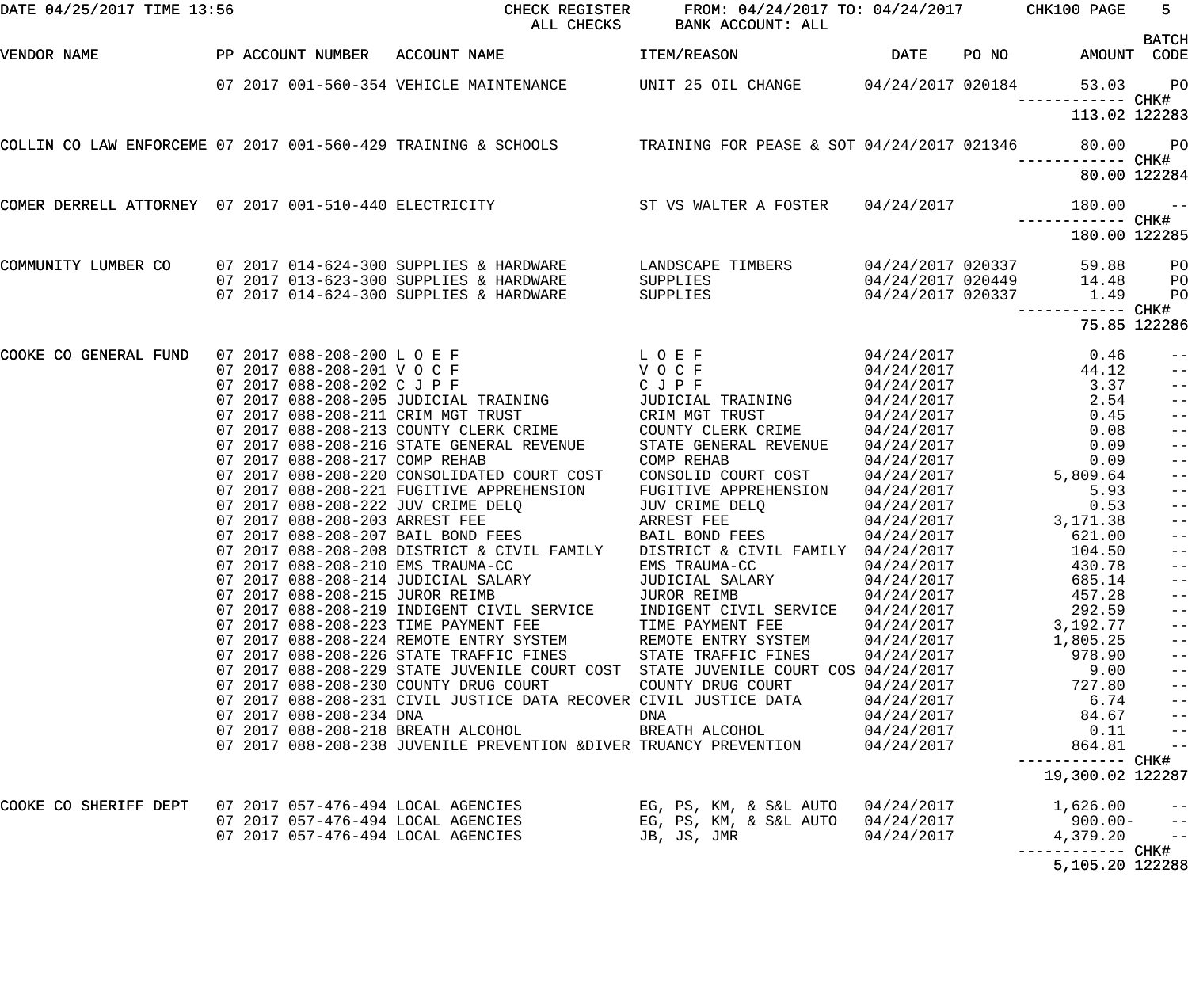DATE 04/25/2017 TIME 13:56 CHECK REGISTER FROM: 04/24/2017 TO: 04/24/2017 CHK100 PAGE 5
ALL CHECKS BANK ACCOUNT: ALL

| VENDOR NAME | PP | ACCOUNT NUMBER | ACCOUNT NAME | ITEM/REASON | DATE | PO NO | AMOUNT | BATCH CODE |
|---|---|---|---|---|---|---|---|---|
| | 07 2017 | 001-560-354 | VEHICLE MAINTENANCE | UNIT 25 OIL CHANGE | 04/24/2017 | 020184 | 53.03 | PO |
| | | | | | | | ------------ | CHK# |
| | | | | | | | 113.02 | 122283 |
| COLLIN CO LAW ENFORCEME | 07 2017 | 001-560-429 | TRAINING & SCHOOLS | TRAINING FOR PEASE & SOT | 04/24/2017 | 021346 | 80.00 | PO |
| | | | | | | | ------------ | CHK# |
| | | | | | | | 80.00 | 122284 |
| COMER DERRELL ATTORNEY | 07 2017 | 001-510-440 | ELECTRICITY | ST VS WALTER A FOSTER | 04/24/2017 | | 180.00 | -- |
| | | | | | | | ------------ | CHK# |
| | | | | | | | 180.00 | 122285 |
| COMMUNITY LUMBER CO | 07 2017 | 014-624-300 | SUPPLIES & HARDWARE | LANDSCAPE TIMBERS | 04/24/2017 | 020337 | 59.88 | PO |
| | 07 2017 | 013-623-300 | SUPPLIES & HARDWARE | SUPPLIES | 04/24/2017 | 020449 | 14.48 | PO |
| | 07 2017 | 014-624-300 | SUPPLIES & HARDWARE | SUPPLIES | 04/24/2017 | 020337 | 1.49 | PO |
| | | | | | | | ------------ | CHK# |
| | | | | | | | 75.85 | 122286 |
| COOKE CO GENERAL FUND | 07 2017 | 088-208-200 | L O E F | L O E F | 04/24/2017 | | 0.46 | -- |
| | 07 2017 | 088-208-201 | V O C F | V O C F | 04/24/2017 | | 44.12 | -- |
| | 07 2017 | 088-208-202 | C J P F | C J P F | 04/24/2017 | | 3.37 | -- |
| | 07 2017 | 088-208-205 | JUDICIAL TRAINING | JUDICIAL TRAINING | 04/24/2017 | | 2.54 | -- |
| | 07 2017 | 088-208-211 | CRIM MGT TRUST | CRIM MGT TRUST | 04/24/2017 | | 0.45 | -- |
| | 07 2017 | 088-208-213 | COUNTY CLERK CRIME | COUNTY CLERK CRIME | 04/24/2017 | | 0.08 | -- |
| | 07 2017 | 088-208-216 | STATE GENERAL REVENUE | STATE GENERAL REVENUE | 04/24/2017 | | 0.09 | -- |
| | 07 2017 | 088-208-217 | COMP REHAB | COMP REHAB | 04/24/2017 | | 0.09 | -- |
| | 07 2017 | 088-208-220 | CONSOLIDATED COURT COST | CONSOLID COURT COST | 04/24/2017 | | 5,809.64 | -- |
| | 07 2017 | 088-208-221 | FUGITIVE APPREHENSION | FUGITIVE APPREHENSION | 04/24/2017 | | 5.93 | -- |
| | 07 2017 | 088-208-222 | JUV CRIME DELQ | JUV CRIME DELQ | 04/24/2017 | | 0.53 | -- |
| | 07 2017 | 088-208-203 | ARREST FEE | ARREST FEE | 04/24/2017 | | 3,171.38 | -- |
| | 07 2017 | 088-208-207 | BAIL BOND FEES | BAIL BOND FEES | 04/24/2017 | | 621.00 | -- |
| | 07 2017 | 088-208-208 | DISTRICT & CIVIL FAMILY | DISTRICT & CIVIL FAMILY | 04/24/2017 | | 104.50 | -- |
| | 07 2017 | 088-208-210 | EMS TRAUMA-CC | EMS TRAUMA-CC | 04/24/2017 | | 430.78 | -- |
| | 07 2017 | 088-208-214 | JUDICIAL SALARY | JUDICIAL SALARY | 04/24/2017 | | 685.14 | -- |
| | 07 2017 | 088-208-215 | JUROR REIMB | JUROR REIMB | 04/24/2017 | | 457.28 | -- |
| | 07 2017 | 088-208-219 | INDIGENT CIVIL SERVICE | INDIGENT CIVIL SERVICE | 04/24/2017 | | 292.59 | -- |
| | 07 2017 | 088-208-223 | TIME PAYMENT FEE | TIME PAYMENT FEE | 04/24/2017 | | 3,192.77 | -- |
| | 07 2017 | 088-208-224 | REMOTE ENTRY SYSTEM | REMOTE ENTRY SYSTEM | 04/24/2017 | | 1,805.25 | -- |
| | 07 2017 | 088-208-226 | STATE TRAFFIC FINES | STATE TRAFFIC FINES | 04/24/2017 | | 978.90 | -- |
| | 07 2017 | 088-208-229 | STATE JUVENILE COURT COST | STATE JUVENILE COURT COS | 04/24/2017 | | 9.00 | -- |
| | 07 2017 | 088-208-230 | COUNTY DRUG COURT | COUNTY DRUG COURT | 04/24/2017 | | 727.80 | -- |
| | 07 2017 | 088-208-231 | CIVIL JUSTICE DATA RECOVER | CIVIL JUSTICE DATA | 04/24/2017 | | 6.74 | -- |
| | 07 2017 | 088-208-234 | DNA | DNA | 04/24/2017 | | 84.67 | -- |
| | 07 2017 | 088-208-218 | BREATH ALCOHOL | BREATH ALCOHOL | 04/24/2017 | | 0.11 | -- |
| | 07 2017 | 088-208-238 | JUVENILE PREVENTION &DIVER | TRUANCY PREVENTION | 04/24/2017 | | 864.81 | -- |
| | | | | | | | ------------ | CHK# |
| | | | | | | | 19,300.02 | 122287 |
| COOKE CO SHERIFF DEPT | 07 2017 | 057-476-494 | LOCAL AGENCIES | EG, PS, KM, & S&L AUTO | 04/24/2017 | | 1,626.00 | -- |
| | 07 2017 | 057-476-494 | LOCAL AGENCIES | EG, PS, KM, & S&L AUTO | 04/24/2017 | | 900.00- | -- |
| | 07 2017 | 057-476-494 | LOCAL AGENCIES | JB, JS, JMR | 04/24/2017 | | 4,379.20 | -- |
| | | | | | | | ------------ | CHK# |
| | | | | | | | 5,105.20 | 122288 |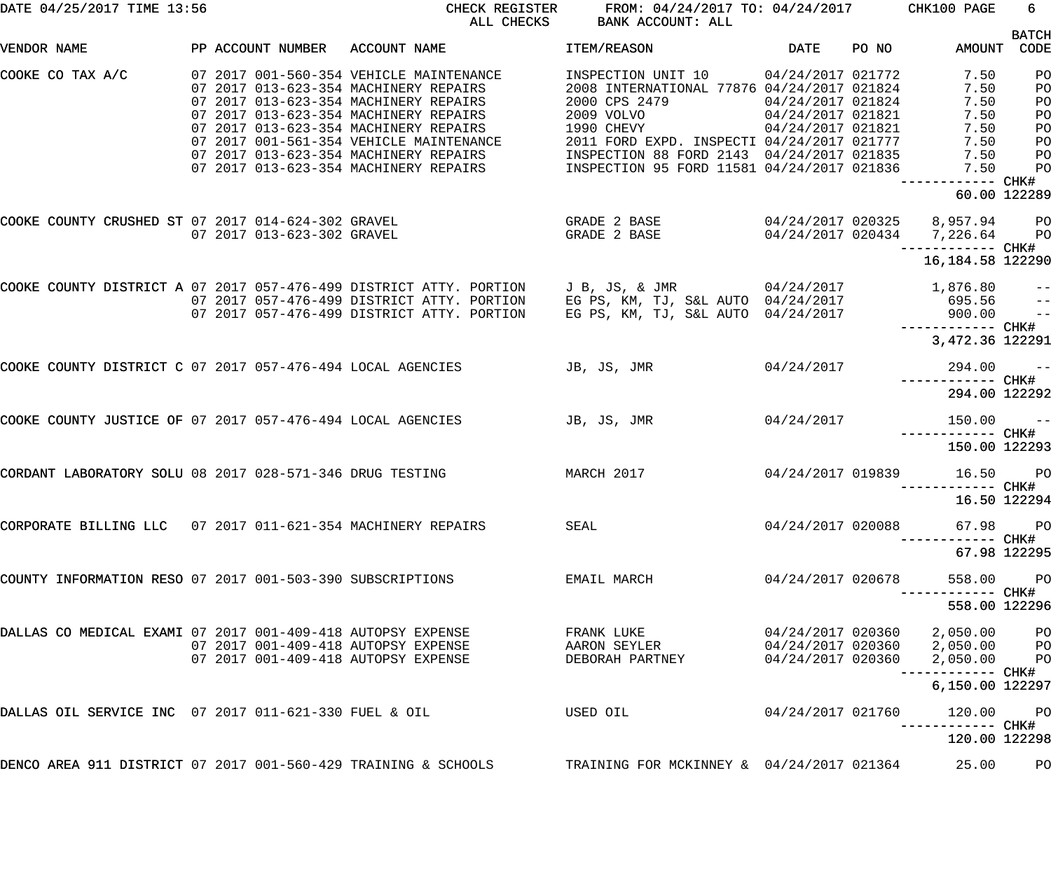| VENDOR NAME | PP | ACCOUNT NUMBER | ACCOUNT NAME | ITEM/REASON | DATE | PO NO | AMOUNT | BATCH CODE |
|---|---|---|---|---|---|---|---|---|
| COOKE CO TAX A/C | 07 2017 | 001-560-354 | VEHICLE MAINTENANCE | INSPECTION UNIT 10 | 04/24/2017 | 021772 | 7.50 | PO |
| | 07 2017 | 013-623-354 | MACHINERY REPAIRS | 2008 INTERNATIONAL 77876 | 04/24/2017 | 021824 | 7.50 | PO |
| | 07 2017 | 013-623-354 | MACHINERY REPAIRS | 2000 CPS 2479 | 04/24/2017 | 021824 | 7.50 | PO |
| | 07 2017 | 013-623-354 | MACHINERY REPAIRS | 2009 VOLVO | 04/24/2017 | 021821 | 7.50 | PO |
| | 07 2017 | 013-623-354 | MACHINERY REPAIRS | 1990 CHEVY | 04/24/2017 | 021821 | 7.50 | PO |
| | 07 2017 | 001-561-354 | VEHICLE MAINTENANCE | 2011 FORD EXPD. INSPECTI | 04/24/2017 | 021777 | 7.50 | PO |
| | 07 2017 | 013-623-354 | MACHINERY REPAIRS | INSPECTION 88 FORD 2143 | 04/24/2017 | 021835 | 7.50 | PO |
| | 07 2017 | 013-623-354 | MACHINERY REPAIRS | INSPECTION 95 FORD 11581 | 04/24/2017 | 021836 | 7.50 | PO |
| | | | | | | | 60.00 | CHK# 122289 |
| COOKE COUNTY CRUSHED ST | 07 2017 | 014-624-302 | GRAVEL | GRADE 2 BASE | 04/24/2017 | 020325 | 8,957.94 | PO |
| | 07 2017 | 013-623-302 | GRAVEL | GRADE 2 BASE | 04/24/2017 | 020434 | 7,226.64 | PO |
| | | | | | | | 16,184.58 | CHK# 122290 |
| COOKE COUNTY DISTRICT A | 07 2017 | 057-476-499 | DISTRICT ATTY. PORTION | J B, JS, & JMR | 04/24/2017 | | 1,876.80 | -- |
| | 07 2017 | 057-476-499 | DISTRICT ATTY. PORTION | EG PS, KM, TJ, S&L AUTO | 04/24/2017 | | 695.56 | -- |
| | 07 2017 | 057-476-499 | DISTRICT ATTY. PORTION | EG PS, KM, TJ, S&L AUTO | 04/24/2017 | | 900.00 | -- |
| | | | | | | | 3,472.36 | CHK# 122291 |
| COOKE COUNTY DISTRICT C | 07 2017 | 057-476-494 | LOCAL AGENCIES | JB, JS, JMR | 04/24/2017 | | 294.00 | -- |
| | | | | | | | 294.00 | CHK# 122292 |
| COOKE COUNTY JUSTICE OF | 07 2017 | 057-476-494 | LOCAL AGENCIES | JB, JS, JMR | 04/24/2017 | | 150.00 | -- |
| | | | | | | | 150.00 | CHK# 122293 |
| CORDANT LABORATORY SOLU | 08 2017 | 028-571-346 | DRUG TESTING | MARCH 2017 | 04/24/2017 | 019839 | 16.50 | PO |
| | | | | | | | 16.50 | CHK# 122294 |
| CORPORATE BILLING LLC | 07 2017 | 011-621-354 | MACHINERY REPAIRS | SEAL | 04/24/2017 | 020088 | 67.98 | PO |
| | | | | | | | 67.98 | CHK# 122295 |
| COUNTY INFORMATION RESO | 07 2017 | 001-503-390 | SUBSCRIPTIONS | EMAIL MARCH | 04/24/2017 | 020678 | 558.00 | PO |
| | | | | | | | 558.00 | CHK# 122296 |
| DALLAS CO MEDICAL EXAMI | 07 2017 | 001-409-418 | AUTOPSY EXPENSE | FRANK LUKE | 04/24/2017 | 020360 | 2,050.00 | PO |
| | 07 2017 | 001-409-418 | AUTOPSY EXPENSE | AARON SEYLER | 04/24/2017 | 020360 | 2,050.00 | PO |
| | 07 2017 | 001-409-418 | AUTOPSY EXPENSE | DEBORAH PARTNEY | 04/24/2017 | 020360 | 2,050.00 | PO |
| | | | | | | | 6,150.00 | CHK# 122297 |
| DALLAS OIL SERVICE INC | 07 2017 | 011-621-330 | FUEL & OIL | USED OIL | 04/24/2017 | 021760 | 120.00 | PO |
| | | | | | | | 120.00 | CHK# 122298 |
| DENCO AREA 911 DISTRICT | 07 2017 | 001-560-429 | TRAINING & SCHOOLS | TRAINING FOR MCKINNEY & | 04/24/2017 | 021364 | 25.00 | PO |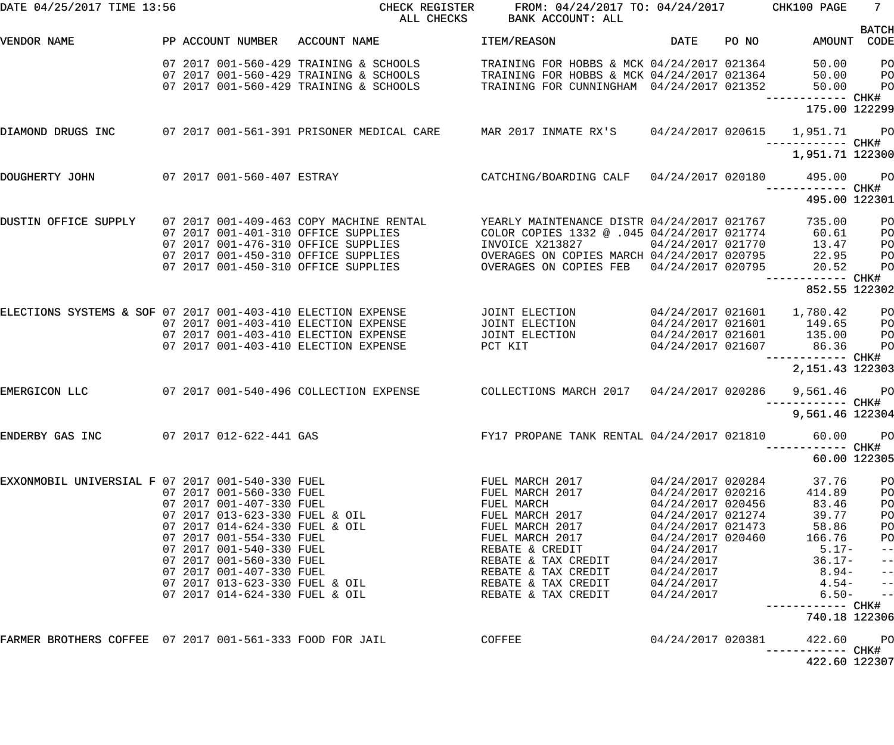CHECK REGISTER — ALL CHECKS — FROM: 04/24/2017 TO: 04/24/2017 — BANK ACCOUNT: ALL

DATE 04/25/2017 TIME 13:56 — CHK100 PAGE 7

| VENDOR NAME | PP | ACCOUNT NUMBER | ACCOUNT NAME | ITEM/REASON | DATE | PO NO | AMOUNT | BATCH CODE |
|---|---|---|---|---|---|---|---|---|
| | 07 2017 | 001-560-429 | TRAINING & SCHOOLS | TRAINING FOR HOBBS & MCK | 04/24/2017 | 021364 | 50.00 | PO |
| | 07 2017 | 001-560-429 | TRAINING & SCHOOLS | TRAINING FOR HOBBS & MCK | 04/24/2017 | 021364 | 50.00 | PO |
| | 07 2017 | 001-560-429 | TRAINING & SCHOOLS | TRAINING FOR CUNNINGHAM | 04/24/2017 | 021352 | 50.00 | PO |
| | | | | | | | 175.00 | CHK# 122299 |
| DIAMOND DRUGS INC | 07 2017 | 001-561-391 | PRISONER MEDICAL CARE | MAR 2017 INMATE RX'S | 04/24/2017 | 020615 | 1,951.71 | PO |
| | | | | | | | 1,951.71 | CHK# 122300 |
| DOUGHERTY JOHN | 07 2017 | 001-560-407 | ESTRAY | CATCHING/BOARDING CALF | 04/24/2017 | 020180 | 495.00 | PO |
| | | | | | | | 495.00 | CHK# 122301 |
| DUSTIN OFFICE SUPPLY | 07 2017 | 001-409-463 | COPY MACHINE RENTAL | YEARLY MAINTENANCE DISTR | 04/24/2017 | 021767 | 735.00 | PO |
| | 07 2017 | 001-401-310 | OFFICE SUPPLIES | COLOR COPIES 1332 @ .045 | 04/24/2017 | 021774 | 60.61 | PO |
| | 07 2017 | 001-476-310 | OFFICE SUPPLIES | INVOICE X213827 | 04/24/2017 | 021770 | 13.47 | PO |
| | 07 2017 | 001-450-310 | OFFICE SUPPLIES | OVERAGES ON COPIES MARCH | 04/24/2017 | 020795 | 22.95 | PO |
| | 07 2017 | 001-450-310 | OFFICE SUPPLIES | OVERAGES ON COPIES FEB | 04/24/2017 | 020795 | 20.52 | PO |
| | | | | | | | 852.55 | CHK# 122302 |
| ELECTIONS SYSTEMS & SOF | 07 2017 | 001-403-410 | ELECTION EXPENSE | JOINT ELECTION | 04/24/2017 | 021601 | 1,780.42 | PO |
| | 07 2017 | 001-403-410 | ELECTION EXPENSE | JOINT ELECTION | 04/24/2017 | 021601 | 149.65 | PO |
| | 07 2017 | 001-403-410 | ELECTION EXPENSE | JOINT ELECTION | 04/24/2017 | 021601 | 135.00 | PO |
| | 07 2017 | 001-403-410 | ELECTION EXPENSE | PCT KIT | 04/24/2017 | 021607 | 86.36 | PO |
| | | | | | | | 2,151.43 | CHK# 122303 |
| EMERGICON LLC | 07 2017 | 001-540-496 | COLLECTION EXPENSE | COLLECTIONS MARCH 2017 | 04/24/2017 | 020286 | 9,561.46 | PO |
| | | | | | | | 9,561.46 | CHK# 122304 |
| ENDERBY GAS INC | 07 2017 | 012-622-441 | GAS | FY17 PROPANE TANK RENTAL | 04/24/2017 | 021810 | 60.00 | PO |
| | | | | | | | 60.00 | CHK# 122305 |
| EXXONMOBIL UNIVERSIAL F | 07 2017 | 001-540-330 | FUEL | FUEL MARCH 2017 | 04/24/2017 | 020284 | 37.76 | PO |
| | 07 2017 | 001-560-330 | FUEL | FUEL MARCH 2017 | 04/24/2017 | 020216 | 414.89 | PO |
| | 07 2017 | 001-407-330 | FUEL | FUEL MARCH | 04/24/2017 | 020456 | 83.46 | PO |
| | 07 2017 | 013-623-330 | FUEL & OIL | FUEL MARCH 2017 | 04/24/2017 | 021274 | 39.77 | PO |
| | 07 2017 | 014-624-330 | FUEL & OIL | FUEL MARCH 2017 | 04/24/2017 | 021473 | 58.86 | PO |
| | 07 2017 | 001-554-330 | FUEL | FUEL MARCH 2017 | 04/24/2017 | 020460 | 166.76 | PO |
| | 07 2017 | 001-540-330 | FUEL | REBATE & CREDIT | 04/24/2017 | | 5.17- | -- |
| | 07 2017 | 001-560-330 | FUEL | REBATE & TAX CREDIT | 04/24/2017 | | 36.17- | -- |
| | 07 2017 | 001-407-330 | FUEL | REBATE & TAX CREDIT | 04/24/2017 | | 8.94- | -- |
| | 07 2017 | 013-623-330 | FUEL & OIL | REBATE & TAX CREDIT | 04/24/2017 | | 4.54- | -- |
| | 07 2017 | 014-624-330 | FUEL & OIL | REBATE & TAX CREDIT | 04/24/2017 | | 6.50- | -- |
| | | | | | | | 740.18 | CHK# 122306 |
| FARMER BROTHERS COFFEE | 07 2017 | 001-561-333 | FOOD FOR JAIL | COFFEE | 04/24/2017 | 020381 | 422.60 | PO |
| | | | | | | | 422.60 | CHK# 122307 |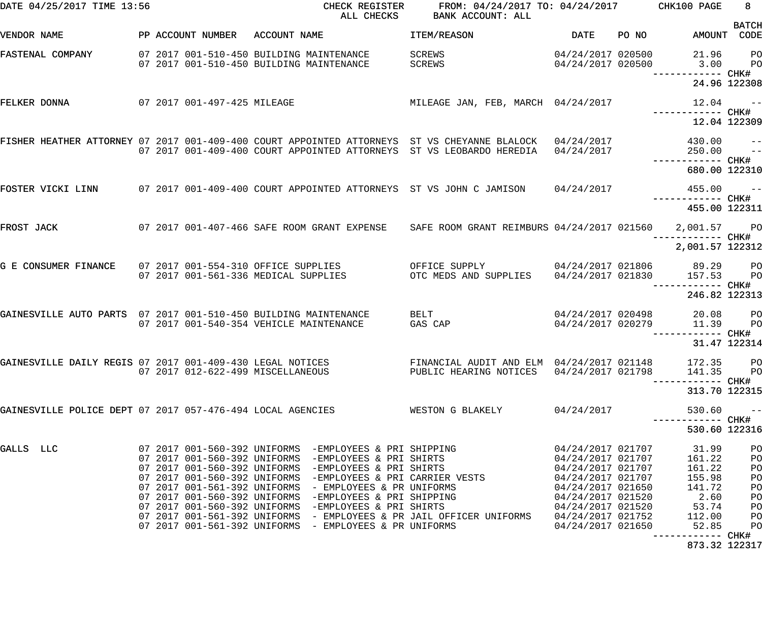CHECK REGISTER — ALL CHECKS — FROM: 04/24/2017 TO: 04/24/2017 — BANK ACCOUNT: ALL

DATE 04/25/2017 TIME 13:56 — CHK100 PAGE 8

| VENDOR NAME | PP | ACCOUNT NUMBER | ACCOUNT NAME | ITEM/REASON | DATE | PO NO | AMOUNT | BATCH CODE |
|---|---|---|---|---|---|---|---|---|
| FASTENAL COMPANY | 07 2017 | 001-510-450 | BUILDING MAINTENANCE | SCREWS | 04/24/2017 | 020500 | 21.96 | PO |
| | 07 2017 | 001-510-450 | BUILDING MAINTENANCE | SCREWS | 04/24/2017 | 020500 | 3.00 | PO |
| | | | | | | | 24.96 | CHK# 122308 |
| FELKER DONNA | 07 2017 | 001-497-425 | MILEAGE | MILEAGE JAN, FEB, MARCH | 04/24/2017 | | 12.04 | -- |
| | | | | | | | 12.04 | CHK# 122309 |
| FISHER HEATHER ATTORNEY | 07 2017 | 001-409-400 | COURT APPOINTED ATTORNEYS | ST VS CHEYANNE BLALOCK | 04/24/2017 | | 430.00 | -- |
| | 07 2017 | 001-409-400 | COURT APPOINTED ATTORNEYS | ST VS LEOBARDO HEREDIA | 04/24/2017 | | 250.00 | -- |
| | | | | | | | 680.00 | CHK# 122310 |
| FOSTER VICKI LINN | 07 2017 | 001-409-400 | COURT APPOINTED ATTORNEYS | ST VS JOHN C JAMISON | 04/24/2017 | | 455.00 | -- |
| | | | | | | | 455.00 | CHK# 122311 |
| FROST JACK | 07 2017 | 001-407-466 | SAFE ROOM GRANT EXPENSE | SAFE ROOM GRANT REIMBURS | 04/24/2017 | 021560 | 2,001.57 | PO |
| | | | | | | | 2,001.57 | CHK# 122312 |
| G E CONSUMER FINANCE | 07 2017 | 001-554-310 | OFFICE SUPPLIES | OFFICE SUPPLY | 04/24/2017 | 021806 | 89.29 | PO |
| | 07 2017 | 001-561-336 | MEDICAL SUPPLIES | OTC MEDS AND SUPPLIES | 04/24/2017 | 021830 | 157.53 | PO |
| | | | | | | | 246.82 | CHK# 122313 |
| GAINESVILLE AUTO PARTS | 07 2017 | 001-510-450 | BUILDING MAINTENANCE | BELT | 04/24/2017 | 020498 | 20.08 | PO |
| | 07 2017 | 001-540-354 | VEHICLE MAINTENANCE | GAS CAP | 04/24/2017 | 020279 | 11.39 | PO |
| | | | | | | | 31.47 | CHK# 122314 |
| GAINESVILLE DAILY REGIS | 07 2017 | 001-409-430 | LEGAL NOTICES | FINANCIAL AUDIT AND ELM | 04/24/2017 | 021148 | 172.35 | PO |
| | 07 2017 | 012-622-499 | MISCELLANEOUS | PUBLIC HEARING NOTICES | 04/24/2017 | 021798 | 141.35 | PO |
| | | | | | | | 313.70 | CHK# 122315 |
| GAINESVILLE POLICE DEPT | 07 2017 | 057-476-494 | LOCAL AGENCIES | WESTON G BLAKELY | 04/24/2017 | | 530.60 | -- |
| | | | | | | | 530.60 | CHK# 122316 |
| GALLS LLC | 07 2017 | 001-560-392 | UNIFORMS -EMPLOYEES & PRI | SHIPPING | 04/24/2017 | 021707 | 31.99 | PO |
| | 07 2017 | 001-560-392 | UNIFORMS -EMPLOYEES & PRI | SHIRTS | 04/24/2017 | 021707 | 161.22 | PO |
| | 07 2017 | 001-560-392 | UNIFORMS -EMPLOYEES & PRI | SHIRTS | 04/24/2017 | 021707 | 161.22 | PO |
| | 07 2017 | 001-560-392 | UNIFORMS -EMPLOYEES & PRI | CARRIER VESTS | 04/24/2017 | 021707 | 155.98 | PO |
| | 07 2017 | 001-561-392 | UNIFORMS - EMPLOYEES & PR | UNIFORMS | 04/24/2017 | 021650 | 141.72 | PO |
| | 07 2017 | 001-560-392 | UNIFORMS -EMPLOYEES & PRI | SHIPPING | 04/24/2017 | 021520 | 2.60 | PO |
| | 07 2017 | 001-560-392 | UNIFORMS -EMPLOYEES & PRI | SHIRTS | 04/24/2017 | 021520 | 53.74 | PO |
| | 07 2017 | 001-561-392 | UNIFORMS - EMPLOYEES & PR | JAIL OFFICER UNIFORMS | 04/24/2017 | 021752 | 112.00 | PO |
| | 07 2017 | 001-561-392 | UNIFORMS - EMPLOYEES & PR | UNIFORMS | 04/24/2017 | 021650 | 52.85 | PO |
| | | | | | | | 873.32 | CHK# 122317 |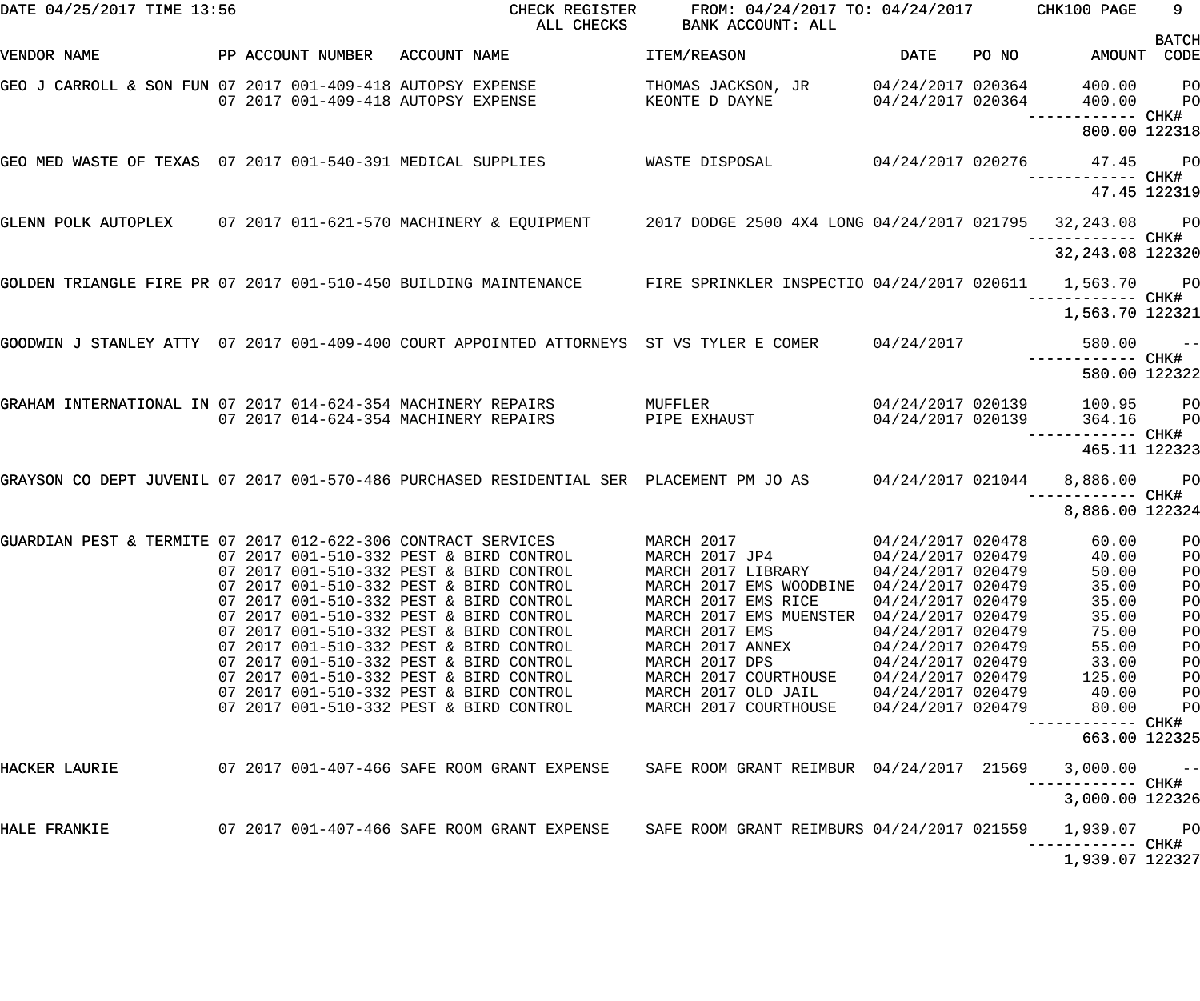DATE 04/25/2017 TIME 13:56 CHECK REGISTER ALL CHECKS FROM: 04/24/2017 TO: 04/24/2017 BANK ACCOUNT: ALL CHK100

| VENDOR NAME | PP | ACCOUNT NUMBER | ACCOUNT NAME | ITEM/REASON | DATE | PO NO | AMOUNT | BATCH CODE |
|---|---|---|---|---|---|---|---|---|
| GEO J CARROLL & SON FUN | 07 2017 | 001-409-418 | AUTOPSY EXPENSE | THOMAS JACKSON, JR | 04/24/2017 | 020364 | 400.00 | PO |
| | 07 2017 | 001-409-418 | AUTOPSY EXPENSE | KEONTE D DAYNE | 04/24/2017 | 020364 | 400.00 | PO |
| | | | | | | | 800.00 | CHK# 122318 |
| GEO MED WASTE OF TEXAS | 07 2017 | 001-540-391 | MEDICAL SUPPLIES | WASTE DISPOSAL | 04/24/2017 | 020276 | 47.45 | PO |
| | | | | | | | 47.45 | CHK# 122319 |
| GLENN POLK AUTOPLEX | 07 2017 | 011-621-570 | MACHINERY & EQUIPMENT | 2017 DODGE 2500 4X4 LONG | 04/24/2017 | 021795 | 32,243.08 | PO |
| | | | | | | | 32,243.08 | CHK# 122320 |
| GOLDEN TRIANGLE FIRE PR | 07 2017 | 001-510-450 | BUILDING MAINTENANCE | FIRE SPRINKLER INSPECTIO | 04/24/2017 | 020611 | 1,563.70 | PO |
| | | | | | | | 1,563.70 | CHK# 122321 |
| GOODWIN J STANLEY ATTY | 07 2017 | 001-409-400 | COURT APPOINTED ATTORNEYS | ST VS TYLER E COMER | 04/24/2017 | | 580.00 | -- |
| | | | | | | | 580.00 | CHK# 122322 |
| GRAHAM INTERNATIONAL IN | 07 2017 | 014-624-354 | MACHINERY REPAIRS | MUFFLER | 04/24/2017 | 020139 | 100.95 | PO |
| | 07 2017 | 014-624-354 | MACHINERY REPAIRS | PIPE EXHAUST | 04/24/2017 | 020139 | 364.16 | PO |
| | | | | | | | 465.11 | CHK# 122323 |
| GRAYSON CO DEPT JUVENIL | 07 2017 | 001-570-486 | PURCHASED RESIDENTIAL SER | PLACEMENT PM JO AS | 04/24/2017 | 021044 | 8,886.00 | PO |
| | | | | | | | 8,886.00 | CHK# 122324 |
| GUARDIAN PEST & TERMITE | 07 2017 | 012-622-306 | CONTRACT SERVICES | MARCH 2017 | 04/24/2017 | 020478 | 60.00 | PO |
| | 07 2017 | 001-510-332 | PEST & BIRD CONTROL | MARCH 2017 JP4 | 04/24/2017 | 020479 | 40.00 | PO |
| | 07 2017 | 001-510-332 | PEST & BIRD CONTROL | MARCH 2017 LIBRARY | 04/24/2017 | 020479 | 50.00 | PO |
| | 07 2017 | 001-510-332 | PEST & BIRD CONTROL | MARCH 2017 EMS WOODBINE | 04/24/2017 | 020479 | 35.00 | PO |
| | 07 2017 | 001-510-332 | PEST & BIRD CONTROL | MARCH 2017 EMS RICE | 04/24/2017 | 020479 | 35.00 | PO |
| | 07 2017 | 001-510-332 | PEST & BIRD CONTROL | MARCH 2017 EMS MUENSTER | 04/24/2017 | 020479 | 35.00 | PO |
| | 07 2017 | 001-510-332 | PEST & BIRD CONTROL | MARCH 2017 EMS | 04/24/2017 | 020479 | 75.00 | PO |
| | 07 2017 | 001-510-332 | PEST & BIRD CONTROL | MARCH 2017 ANNEX | 04/24/2017 | 020479 | 55.00 | PO |
| | 07 2017 | 001-510-332 | PEST & BIRD CONTROL | MARCH 2017 DPS | 04/24/2017 | 020479 | 33.00 | PO |
| | 07 2017 | 001-510-332 | PEST & BIRD CONTROL | MARCH 2017 COURTHOUSE | 04/24/2017 | 020479 | 125.00 | PO |
| | 07 2017 | 001-510-332 | PEST & BIRD CONTROL | MARCH 2017 OLD JAIL | 04/24/2017 | 020479 | 40.00 | PO |
| | 07 2017 | 001-510-332 | PEST & BIRD CONTROL | MARCH 2017 COURTHOUSE | 04/24/2017 | 020479 | 80.00 | PO |
| | | | | | | | 663.00 | CHK# 122325 |
| HACKER LAURIE | 07 2017 | 001-407-466 | SAFE ROOM GRANT EXPENSE | SAFE ROOM GRANT REIMBUR | 04/24/2017 | 21569 | 3,000.00 | -- |
| | | | | | | | 3,000.00 | CHK# 122326 |
| HALE FRANKIE | 07 2017 | 001-407-466 | SAFE ROOM GRANT EXPENSE | SAFE ROOM GRANT REIMBURS | 04/24/2017 | 021559 | 1,939.07 | PO |
| | | | | | | | 1,939.07 | CHK# 122327 |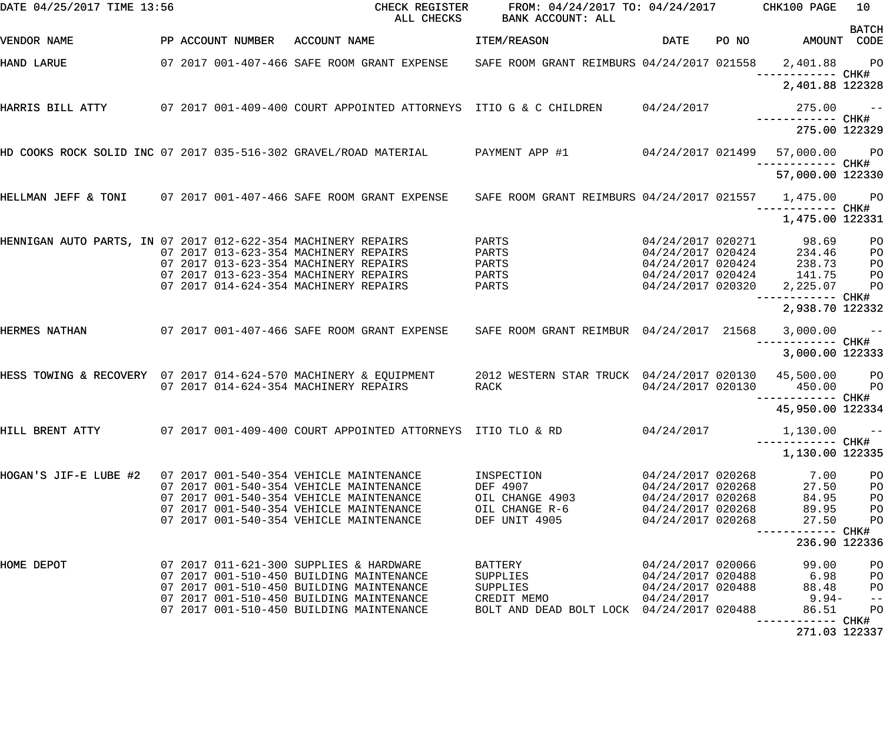DATE 04/25/2017 TIME 13:56 CHECK REGISTER ALL CHECKS FROM: 04/24/2017 TO: 04/24/2017 BANK ACCOUNT: ALL CHK100

| VENDOR NAME | PP | ACCOUNT NUMBER | ACCOUNT NAME | ITEM/REASON | DATE | PO NO | AMOUNT | BATCH CODE |
|---|---|---|---|---|---|---|---|---|
| HAND LARUE | 07 | 2017 001-407-466 | SAFE ROOM GRANT EXPENSE | SAFE ROOM GRANT REIMBURS | 04/24/2017 | 021558 | 2,401.88 | PO |
| | | | | | | | 2,401.88 | CHK# 122328 |
| HARRIS BILL ATTY | 07 | 2017 001-409-400 | COURT APPOINTED ATTORNEYS | ITIO G & C CHILDREN | 04/24/2017 | | 275.00 | -- |
| | | | | | | | 275.00 | CHK# 122329 |
| HD COOKS ROCK SOLID INC | 07 | 2017 035-516-302 | GRAVEL/ROAD MATERIAL | PAYMENT APP #1 | 04/24/2017 | 021499 | 57,000.00 | PO |
| | | | | | | | 57,000.00 | CHK# 122330 |
| HELLMAN JEFF & TONI | 07 | 2017 001-407-466 | SAFE ROOM GRANT EXPENSE | SAFE ROOM GRANT REIMBURS | 04/24/2017 | 021557 | 1,475.00 | PO |
| | | | | | | | 1,475.00 | CHK# 122331 |
| HENNIGAN AUTO PARTS, IN | 07 | 2017 012-622-354 | MACHINERY REPAIRS | PARTS | 04/24/2017 | 020271 | 98.69 | PO |
| | 07 | 2017 013-623-354 | MACHINERY REPAIRS | PARTS | 04/24/2017 | 020424 | 234.46 | PO |
| | 07 | 2017 013-623-354 | MACHINERY REPAIRS | PARTS | 04/24/2017 | 020424 | 238.73 | PO |
| | 07 | 2017 013-623-354 | MACHINERY REPAIRS | PARTS | 04/24/2017 | 020424 | 141.75 | PO |
| | 07 | 2017 014-624-354 | MACHINERY REPAIRS | PARTS | 04/24/2017 | 020320 | 2,225.07 | PO |
| | | | | | | | 2,938.70 | CHK# 122332 |
| HERMES NATHAN | 07 | 2017 001-407-466 | SAFE ROOM GRANT EXPENSE | SAFE ROOM GRANT REIMBUR | 04/24/2017 | 21568 | 3,000.00 | -- |
| | | | | | | | 3,000.00 | CHK# 122333 |
| HESS TOWING & RECOVERY | 07 | 2017 014-624-570 | MACHINERY & EQUIPMENT | 2012 WESTERN STAR TRUCK | 04/24/2017 | 020130 | 45,500.00 | PO |
| | 07 | 2017 014-624-354 | MACHINERY REPAIRS | RACK | 04/24/2017 | 020130 | 450.00 | PO |
| | | | | | | | 45,950.00 | CHK# 122334 |
| HILL BRENT ATTY | 07 | 2017 001-409-400 | COURT APPOINTED ATTORNEYS | ITIO TLO & RD | 04/24/2017 | | 1,130.00 | -- |
| | | | | | | | 1,130.00 | CHK# 122335 |
| HOGAN'S JIF-E LUBE #2 | 07 | 2017 001-540-354 | VEHICLE MAINTENANCE | INSPECTION | 04/24/2017 | 020268 | 7.00 | PO |
| | 07 | 2017 001-540-354 | VEHICLE MAINTENANCE | DEF 4907 | 04/24/2017 | 020268 | 27.50 | PO |
| | 07 | 2017 001-540-354 | VEHICLE MAINTENANCE | OIL CHANGE 4903 | 04/24/2017 | 020268 | 84.95 | PO |
| | 07 | 2017 001-540-354 | VEHICLE MAINTENANCE | OIL CHANGE R-6 | 04/24/2017 | 020268 | 89.95 | PO |
| | 07 | 2017 001-540-354 | VEHICLE MAINTENANCE | DEF UNIT 4905 | 04/24/2017 | 020268 | 27.50 | PO |
| | | | | | | | 236.90 | CHK# 122336 |
| HOME DEPOT | 07 | 2017 011-621-300 | SUPPLIES & HARDWARE | BATTERY | 04/24/2017 | 020066 | 99.00 | PO |
| | 07 | 2017 001-510-450 | BUILDING MAINTENANCE | SUPPLIES | 04/24/2017 | 020488 | 6.98 | PO |
| | 07 | 2017 001-510-450 | BUILDING MAINTENANCE | SUPPLIES | 04/24/2017 | 020488 | 88.48 | PO |
| | 07 | 2017 001-510-450 | BUILDING MAINTENANCE | CREDIT MEMO | 04/24/2017 | | 9.94- | -- |
| | 07 | 2017 001-510-450 | BUILDING MAINTENANCE | BOLT AND DEAD BOLT LOCK | 04/24/2017 | 020488 | 86.51 | PO |
| | | | | | | | 271.03 | CHK# 122337 |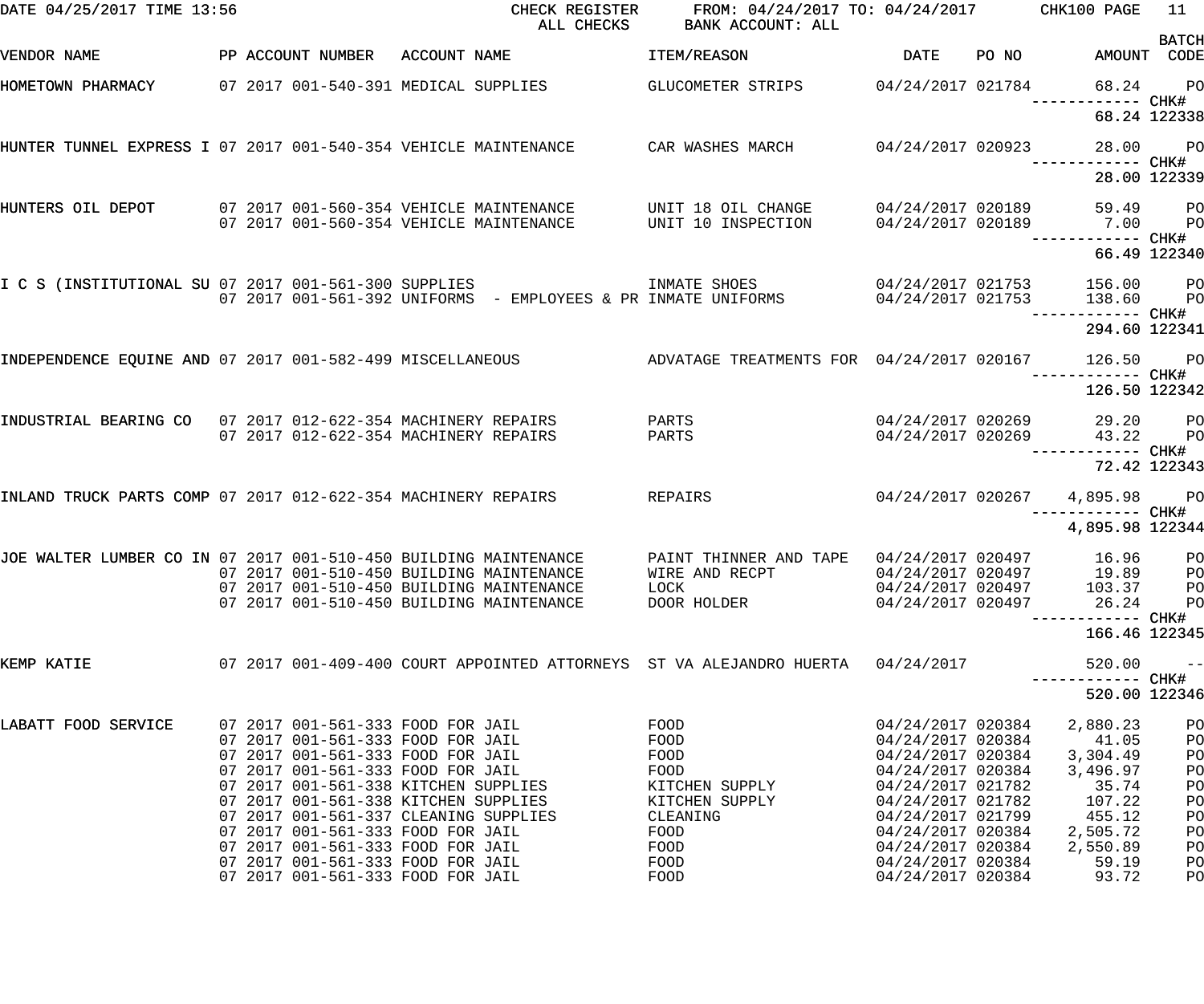DATE 04/25/2017 TIME 13:56 CHECK REGISTER FROM: 04/24/2017 TO: 04/24/2017 CHK100 PAGE 11
ALL CHECKS BANK ACCOUNT: ALL

| VENDOR NAME | PP ACCOUNT NUMBER | ACCOUNT NAME | ITEM/REASON | DATE | PO NO | AMOUNT | BATCH CODE |
|---|---|---|---|---|---|---|---|
| HOMETOWN PHARMACY | 07 2017 001-540-391 | MEDICAL SUPPLIES | GLUCOMETER STRIPS | 04/24/2017 | 021784 | 68.24 | PO |
| | | | | | | ------------ | CHK# |
| | | | | | | 68.24 | 122338 |
| HUNTER TUNNEL EXPRESS I | 07 2017 001-540-354 | VEHICLE MAINTENANCE | CAR WASHES MARCH | 04/24/2017 | 020923 | 28.00 | PO |
| | | | | | | ------------ | CHK# |
| | | | | | | 28.00 | 122339 |
| HUNTERS OIL DEPOT | 07 2017 001-560-354 | VEHICLE MAINTENANCE | UNIT 18 OIL CHANGE | 04/24/2017 | 020189 | 59.49 | PO |
| | 07 2017 001-560-354 | VEHICLE MAINTENANCE | UNIT 10 INSPECTION | 04/24/2017 | 020189 | 7.00 | PO |
| | | | | | | ------------ | CHK# |
| | | | | | | 66.49 | 122340 |
| I C S (INSTITUTIONAL SU | 07 2017 001-561-300 | SUPPLIES | INMATE SHOES | 04/24/2017 | 021753 | 156.00 | PO |
| | 07 2017 001-561-392 | UNIFORMS - EMPLOYEES & PR | INMATE UNIFORMS | 04/24/2017 | 021753 | 138.60 | PO |
| | | | | | | ------------ | CHK# |
| | | | | | | 294.60 | 122341 |
| INDEPENDENCE EQUINE AND | 07 2017 001-582-499 | MISCELLANEOUS | ADVATAGE TREATMENTS FOR | 04/24/2017 | 020167 | 126.50 | PO |
| | | | | | | ------------ | CHK# |
| | | | | | | 126.50 | 122342 |
| INDUSTRIAL BEARING CO | 07 2017 012-622-354 | MACHINERY REPAIRS | PARTS | 04/24/2017 | 020269 | 29.20 | PO |
| | 07 2017 012-622-354 | MACHINERY REPAIRS | PARTS | 04/24/2017 | 020269 | 43.22 | PO |
| | | | | | | ------------ | CHK# |
| | | | | | | 72.42 | 122343 |
| INLAND TRUCK PARTS COMP | 07 2017 012-622-354 | MACHINERY REPAIRS | REPAIRS | 04/24/2017 | 020267 | 4,895.98 | PO |
| | | | | | | ------------ | CHK# |
| | | | | | | 4,895.98 | 122344 |
| JOE WALTER LUMBER CO IN | 07 2017 001-510-450 | BUILDING MAINTENANCE | PAINT THINNER AND TAPE | 04/24/2017 | 020497 | 16.96 | PO |
| | 07 2017 001-510-450 | BUILDING MAINTENANCE | WIRE AND RECPT | 04/24/2017 | 020497 | 19.89 | PO |
| | 07 2017 001-510-450 | BUILDING MAINTENANCE | LOCK | 04/24/2017 | 020497 | 103.37 | PO |
| | 07 2017 001-510-450 | BUILDING MAINTENANCE | DOOR HOLDER | 04/24/2017 | 020497 | 26.24 | PO |
| | | | | | | ------------ | CHK# |
| | | | | | | 166.46 | 122345 |
| KEMP KATIE | 07 2017 001-409-400 | COURT APPOINTED ATTORNEYS | ST VA ALEJANDRO HUERTA | 04/24/2017 | | 520.00 | -- |
| | | | | | | ------------ | CHK# |
| | | | | | | 520.00 | 122346 |
| LABATT FOOD SERVICE | 07 2017 001-561-333 | FOOD FOR JAIL | FOOD | 04/24/2017 | 020384 | 2,880.23 | PO |
| | 07 2017 001-561-333 | FOOD FOR JAIL | FOOD | 04/24/2017 | 020384 | 41.05 | PO |
| | 07 2017 001-561-333 | FOOD FOR JAIL | FOOD | 04/24/2017 | 020384 | 3,304.49 | PO |
| | 07 2017 001-561-333 | FOOD FOR JAIL | FOOD | 04/24/2017 | 020384 | 3,496.97 | PO |
| | 07 2017 001-561-338 | KITCHEN SUPPLIES | KITCHEN SUPPLY | 04/24/2017 | 021782 | 35.74 | PO |
| | 07 2017 001-561-338 | KITCHEN SUPPLIES | KITCHEN SUPPLY | 04/24/2017 | 021782 | 107.22 | PO |
| | 07 2017 001-561-337 | CLEANING SUPPLIES | CLEANING | 04/24/2017 | 021799 | 455.12 | PO |
| | 07 2017 001-561-333 | FOOD FOR JAIL | FOOD | 04/24/2017 | 020384 | 2,505.72 | PO |
| | 07 2017 001-561-333 | FOOD FOR JAIL | FOOD | 04/24/2017 | 020384 | 2,550.89 | PO |
| | 07 2017 001-561-333 | FOOD FOR JAIL | FOOD | 04/24/2017 | 020384 | 59.19 | PO |
| | 07 2017 001-561-333 | FOOD FOR JAIL | FOOD | 04/24/2017 | 020384 | 93.72 | PO |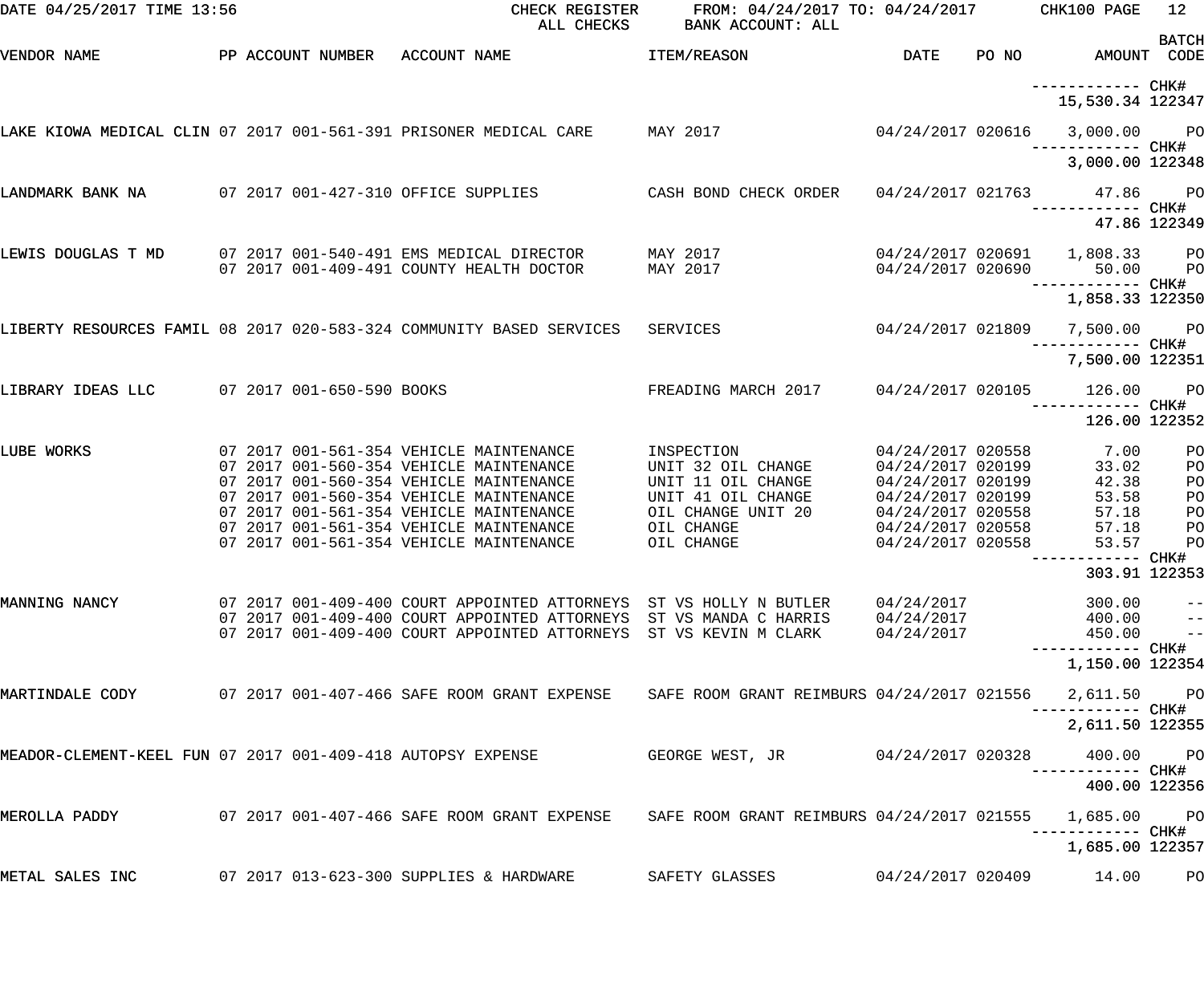DATE 04/25/2017 TIME 13:56 — CHECK REGISTER — ALL CHECKS — FROM: 04/24/2017 TO: 04/24/2017 — BANK ACCOUNT: ALL — CHK100 PAGE 12

| VENDOR NAME | PP | ACCOUNT NUMBER | ACCOUNT NAME | ITEM/REASON | DATE | PO NO | AMOUNT | BATCH CODE |
|---|---|---|---|---|---|---|---|---|
| | | | | | | | ------------ | CHK# |
| | | | | | | | 15,530.34 | 122347 |
| LAKE KIOWA MEDICAL CLIN | 07 | 2017 001-561-391 | PRISONER MEDICAL CARE | MAY 2017 | 04/24/2017 | 020616 | 3,000.00 | PO |
| | | | | | | | ------------ | CHK# |
| | | | | | | | 3,000.00 | 122348 |
| LANDMARK BANK NA | 07 | 2017 001-427-310 | OFFICE SUPPLIES | CASH BOND CHECK ORDER | 04/24/2017 | 021763 | 47.86 | PO |
| | | | | | | | ------------ | CHK# |
| | | | | | | | 47.86 | 122349 |
| LEWIS DOUGLAS T MD | 07 | 2017 001-540-491 | EMS MEDICAL DIRECTOR | MAY 2017 | 04/24/2017 | 020691 | 1,808.33 | PO |
| | 07 | 2017 001-409-491 | COUNTY HEALTH DOCTOR | MAY 2017 | 04/24/2017 | 020690 | 50.00 | PO |
| | | | | | | | ------------ | CHK# |
| | | | | | | | 1,858.33 | 122350 |
| LIBERTY RESOURCES FAMIL | 08 | 2017 020-583-324 | COMMUNITY BASED SERVICES | SERVICES | 04/24/2017 | 021809 | 7,500.00 | PO |
| | | | | | | | ------------ | CHK# |
| | | | | | | | 7,500.00 | 122351 |
| LIBRARY IDEAS LLC | 07 | 2017 001-650-590 | BOOKS | FREADING MARCH 2017 | 04/24/2017 | 020105 | 126.00 | PO |
| | | | | | | | ------------ | CHK# |
| | | | | | | | 126.00 | 122352 |
| LUBE WORKS | 07 | 2017 001-561-354 | VEHICLE MAINTENANCE | INSPECTION | 04/24/2017 | 020558 | 7.00 | PO |
| | 07 | 2017 001-560-354 | VEHICLE MAINTENANCE | UNIT 32 OIL CHANGE | 04/24/2017 | 020199 | 33.02 | PO |
| | 07 | 2017 001-560-354 | VEHICLE MAINTENANCE | UNIT 11 OIL CHANGE | 04/24/2017 | 020199 | 42.38 | PO |
| | 07 | 2017 001-560-354 | VEHICLE MAINTENANCE | UNIT 41 OIL CHANGE | 04/24/2017 | 020199 | 53.58 | PO |
| | 07 | 2017 001-561-354 | VEHICLE MAINTENANCE | OIL CHANGE UNIT 20 | 04/24/2017 | 020558 | 57.18 | PO |
| | 07 | 2017 001-561-354 | VEHICLE MAINTENANCE | OIL CHANGE | 04/24/2017 | 020558 | 57.18 | PO |
| | 07 | 2017 001-561-354 | VEHICLE MAINTENANCE | OIL CHANGE | 04/24/2017 | 020558 | 53.57 | PO |
| | | | | | | | ------------ | CHK# |
| | | | | | | | 303.91 | 122353 |
| MANNING NANCY | 07 | 2017 001-409-400 | COURT APPOINTED ATTORNEYS | ST VS HOLLY N BUTLER | 04/24/2017 | | 300.00 | -- |
| | 07 | 2017 001-409-400 | COURT APPOINTED ATTORNEYS | ST VS MANDA C HARRIS | 04/24/2017 | | 400.00 | -- |
| | 07 | 2017 001-409-400 | COURT APPOINTED ATTORNEYS | ST VS KEVIN M CLARK | 04/24/2017 | | 450.00 | -- |
| | | | | | | | ------------ | CHK# |
| | | | | | | | 1,150.00 | 122354 |
| MARTINDALE CODY | 07 | 2017 001-407-466 | SAFE ROOM GRANT EXPENSE | SAFE ROOM GRANT REIMBURS | 04/24/2017 | 021556 | 2,611.50 | PO |
| | | | | | | | ------------ | CHK# |
| | | | | | | | 2,611.50 | 122355 |
| MEADOR-CLEMENT-KEEL FUN | 07 | 2017 001-409-418 | AUTOPSY EXPENSE | GEORGE WEST, JR | 04/24/2017 | 020328 | 400.00 | PO |
| | | | | | | | ------------ | CHK# |
| | | | | | | | 400.00 | 122356 |
| MEROLLA PADDY | 07 | 2017 001-407-466 | SAFE ROOM GRANT EXPENSE | SAFE ROOM GRANT REIMBURS | 04/24/2017 | 021555 | 1,685.00 | PO |
| | | | | | | | ------------ | CHK# |
| | | | | | | | 1,685.00 | 122357 |
| METAL SALES INC | 07 | 2017 013-623-300 | SUPPLIES & HARDWARE | SAFETY GLASSES | 04/24/2017 | 020409 | 14.00 | PO |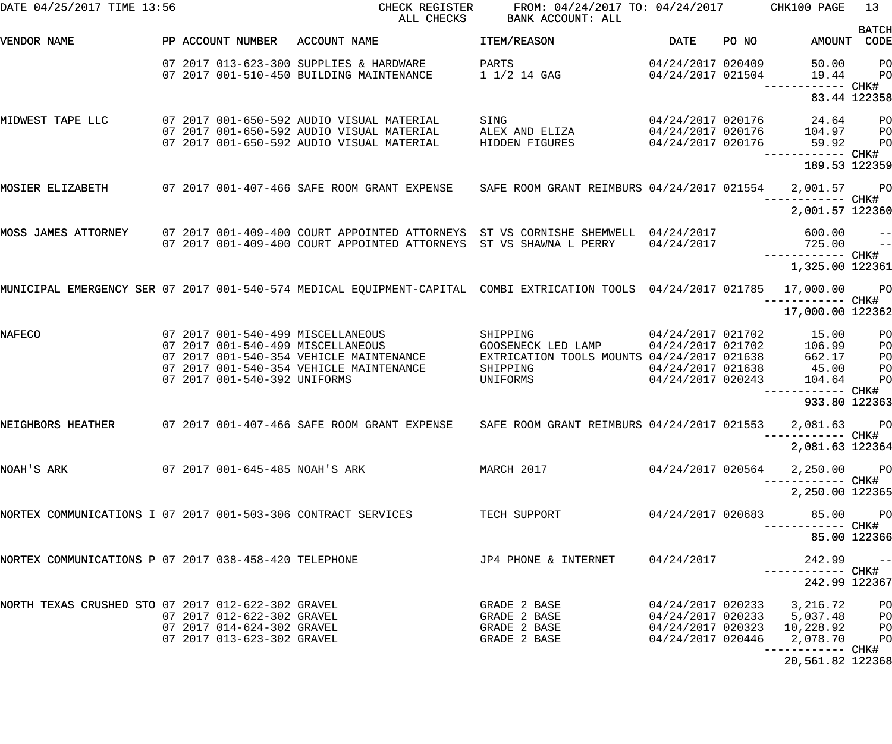DATE 04/25/2017 TIME 13:56 CHECK REGISTER FROM: 04/24/2017 TO: 04/24/2017 CHK100 PAGE 13

ALL CHECKS BANK ACCOUNT: ALL

| VENDOR NAME | PP | ACCOUNT NUMBER | ACCOUNT NAME | ITEM/REASON | DATE | PO NO | AMOUNT | BATCH CODE |
|---|---|---|---|---|---|---|---|---|
| | 07 | 2017 013-623-300 | SUPPLIES & HARDWARE | PARTS | 04/24/2017 | 020409 | 50.00 | PO |
| | 07 | 2017 001-510-450 | BUILDING MAINTENANCE | 1 1/2 14 GAG | 04/24/2017 | 021504 | 19.44 | PO |
| | | | | | | | 83.44 | CHK# 122358 |
| MIDWEST TAPE LLC | 07 | 2017 001-650-592 | AUDIO VISUAL MATERIAL | SING | 04/24/2017 | 020176 | 24.64 | PO |
| | 07 | 2017 001-650-592 | AUDIO VISUAL MATERIAL | ALEX AND ELIZA | 04/24/2017 | 020176 | 104.97 | PO |
| | 07 | 2017 001-650-592 | AUDIO VISUAL MATERIAL | HIDDEN FIGURES | 04/24/2017 | 020176 | 59.92 | PO |
| | | | | | | | 189.53 | CHK# 122359 |
| MOSIER ELIZABETH | 07 | 2017 001-407-466 | SAFE ROOM GRANT EXPENSE | SAFE ROOM GRANT REIMBURS | 04/24/2017 | 021554 | 2,001.57 | PO |
| | | | | | | | 2,001.57 | CHK# 122360 |
| MOSS JAMES ATTORNEY | 07 | 2017 001-409-400 | COURT APPOINTED ATTORNEYS | ST VS CORNISHE SHEMWELL | 04/24/2017 | | 600.00 | -- |
| | 07 | 2017 001-409-400 | COURT APPOINTED ATTORNEYS | ST VS SHAWNA L PERRY | 04/24/2017 | | 725.00 | -- |
| | | | | | | | 1,325.00 | CHK# 122361 |
| MUNICIPAL EMERGENCY SER | 07 | 2017 001-540-574 | MEDICAL EQUIPMENT-CAPITAL | COMBI EXTRICATION TOOLS | 04/24/2017 | 021785 | 17,000.00 | PO |
| | | | | | | | 17,000.00 | CHK# 122362 |
| NAFECO | 07 | 2017 001-540-499 | MISCELLANEOUS | SHIPPING | 04/24/2017 | 021702 | 15.00 | PO |
| | 07 | 2017 001-540-499 | MISCELLANEOUS | GOOSENECK LED LAMP | 04/24/2017 | 021702 | 106.99 | PO |
| | 07 | 2017 001-540-354 | VEHICLE MAINTENANCE | EXTRICATION TOOLS MOUNTS | 04/24/2017 | 021638 | 662.17 | PO |
| | 07 | 2017 001-540-354 | VEHICLE MAINTENANCE | SHIPPING | 04/24/2017 | 021638 | 45.00 | PO |
| | 07 | 2017 001-540-392 | UNIFORMS | UNIFORMS | 04/24/2017 | 020243 | 104.64 | PO |
| | | | | | | | 933.80 | CHK# 122363 |
| NEIGHBORS HEATHER | 07 | 2017 001-407-466 | SAFE ROOM GRANT EXPENSE | SAFE ROOM GRANT REIMBURS | 04/24/2017 | 021553 | 2,081.63 | PO |
| | | | | | | | 2,081.63 | CHK# 122364 |
| NOAH'S ARK | 07 | 2017 001-645-485 | NOAH'S ARK | MARCH 2017 | 04/24/2017 | 020564 | 2,250.00 | PO |
| | | | | | | | 2,250.00 | CHK# 122365 |
| NORTEX COMMUNICATIONS I | 07 | 2017 001-503-306 | CONTRACT SERVICES | TECH SUPPORT | 04/24/2017 | 020683 | 85.00 | PO |
| | | | | | | | 85.00 | CHK# 122366 |
| NORTEX COMMUNICATIONS P | 07 | 2017 038-458-420 | TELEPHONE | JP4 PHONE & INTERNET | 04/24/2017 | | 242.99 | -- |
| | | | | | | | 242.99 | CHK# 122367 |
| NORTH TEXAS CRUSHED STO | 07 | 2017 012-622-302 | GRAVEL | GRADE 2 BASE | 04/24/2017 | 020233 | 3,216.72 | PO |
| | 07 | 2017 012-622-302 | GRAVEL | GRADE 2 BASE | 04/24/2017 | 020233 | 5,037.48 | PO |
| | 07 | 2017 014-624-302 | GRAVEL | GRADE 2 BASE | 04/24/2017 | 020323 | 10,228.92 | PO |
| | 07 | 2017 013-623-302 | GRAVEL | GRADE 2 BASE | 04/24/2017 | 020446 | 2,078.70 | PO |
| | | | | | | | 20,561.82 | CHK# 122368 |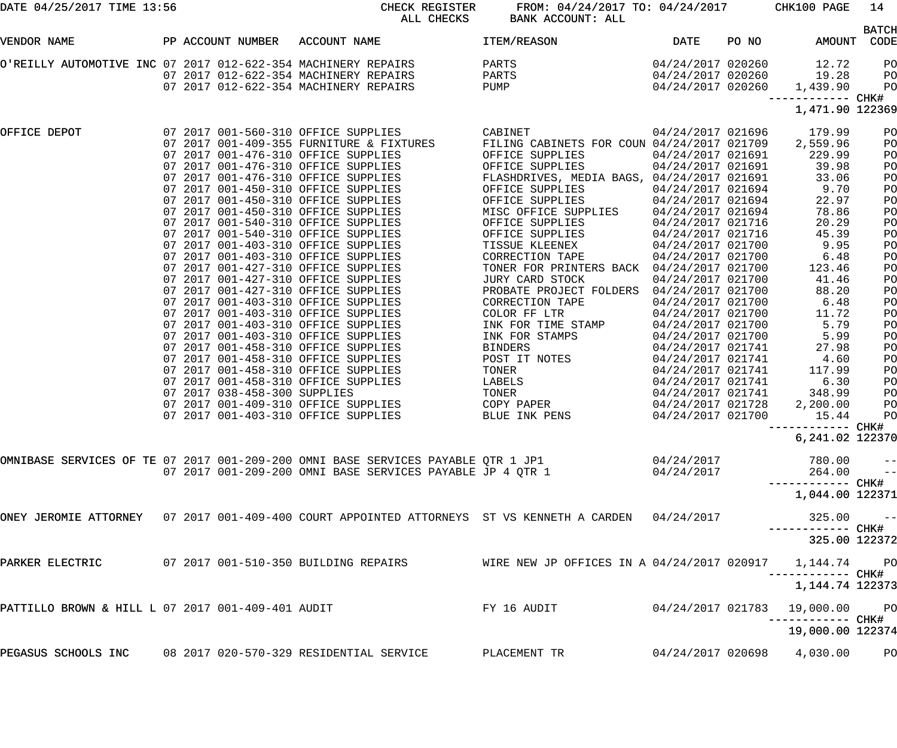DATE 04/25/2017 TIME 13:56 — CHECK REGISTER — ALL CHECKS — FROM: 04/24/2017 TO: 04/24/2017 — BANK ACCOUNT: ALL — CHK100

| VENDOR NAME | PP | ACCOUNT NUMBER | ACCOUNT NAME | ITEM/REASON | DATE | PO NO | AMOUNT | BATCH CODE |
|---|---|---|---|---|---|---|---|---|
| O'REILLY AUTOMOTIVE INC | 07 2017 | 012-622-354 | MACHINERY REPAIRS | PARTS | 04/24/2017 | 020260 | 12.72 | PO |
| | 07 2017 | 012-622-354 | MACHINERY REPAIRS | PARTS | 04/24/2017 | 020260 | 19.28 | PO |
| | 07 2017 | 012-622-354 | MACHINERY REPAIRS | PUMP | 04/24/2017 | 020260 | 1,439.90 | PO |
| | | | | | | | 1,471.90 | CHK# 122369 |
| OFFICE DEPOT | 07 2017 | 001-560-310 | OFFICE SUPPLIES | CABINET | 04/24/2017 | 021696 | 179.99 | PO |
| | 07 2017 | 001-409-355 | FURNITURE & FIXTURES | FILING CABINETS FOR COUN | 04/24/2017 | 021709 | 2,559.96 | PO |
| | 07 2017 | 001-476-310 | OFFICE SUPPLIES | OFFICE SUPPLIES | 04/24/2017 | 021691 | 229.99 | PO |
| | 07 2017 | 001-476-310 | OFFICE SUPPLIES | OFFICE SUPPLIES | 04/24/2017 | 021691 | 39.98 | PO |
| | 07 2017 | 001-476-310 | OFFICE SUPPLIES | FLASHDRIVES, MEDIA BAGS, | 04/24/2017 | 021691 | 33.06 | PO |
| | 07 2017 | 001-450-310 | OFFICE SUPPLIES | OFFICE SUPPLIES | 04/24/2017 | 021694 | 9.70 | PO |
| | 07 2017 | 001-450-310 | OFFICE SUPPLIES | OFFICE SUPPLIES | 04/24/2017 | 021694 | 22.97 | PO |
| | 07 2017 | 001-450-310 | OFFICE SUPPLIES | MISC OFFICE SUPPLIES | 04/24/2017 | 021694 | 78.86 | PO |
| | 07 2017 | 001-540-310 | OFFICE SUPPLIES | OFFICE SUPPLIES | 04/24/2017 | 021716 | 20.29 | PO |
| | 07 2017 | 001-540-310 | OFFICE SUPPLIES | OFFICE SUPPLIES | 04/24/2017 | 021716 | 45.39 | PO |
| | 07 2017 | 001-403-310 | OFFICE SUPPLIES | TISSUE KLEENEX | 04/24/2017 | 021700 | 9.95 | PO |
| | 07 2017 | 001-403-310 | OFFICE SUPPLIES | CORRECTION TAPE | 04/24/2017 | 021700 | 6.48 | PO |
| | 07 2017 | 001-427-310 | OFFICE SUPPLIES | TONER FOR PRINTERS BACK | 04/24/2017 | 021700 | 123.46 | PO |
| | 07 2017 | 001-427-310 | OFFICE SUPPLIES | JURY CARD STOCK | 04/24/2017 | 021700 | 41.46 | PO |
| | 07 2017 | 001-427-310 | OFFICE SUPPLIES | PROBATE PROJECT FOLDERS | 04/24/2017 | 021700 | 88.20 | PO |
| | 07 2017 | 001-403-310 | OFFICE SUPPLIES | CORRECTION TAPE | 04/24/2017 | 021700 | 6.48 | PO |
| | 07 2017 | 001-403-310 | OFFICE SUPPLIES | COLOR FF LTR | 04/24/2017 | 021700 | 11.72 | PO |
| | 07 2017 | 001-403-310 | OFFICE SUPPLIES | INK FOR TIME STAMP | 04/24/2017 | 021700 | 5.79 | PO |
| | 07 2017 | 001-403-310 | OFFICE SUPPLIES | INK FOR STAMPS | 04/24/2017 | 021700 | 5.99 | PO |
| | 07 2017 | 001-458-310 | OFFICE SUPPLIES | BINDERS | 04/24/2017 | 021741 | 27.98 | PO |
| | 07 2017 | 001-458-310 | OFFICE SUPPLIES | POST IT NOTES | 04/24/2017 | 021741 | 4.60 | PO |
| | 07 2017 | 001-458-310 | OFFICE SUPPLIES | TONER | 04/24/2017 | 021741 | 117.99 | PO |
| | 07 2017 | 001-458-310 | OFFICE SUPPLIES | LABELS | 04/24/2017 | 021741 | 6.30 | PO |
| | 07 2017 | 038-458-300 | SUPPLIES | TONER | 04/24/2017 | 021741 | 348.99 | PO |
| | 07 2017 | 001-409-310 | OFFICE SUPPLIES | COPY PAPER | 04/24/2017 | 021728 | 2,200.00 | PO |
| | 07 2017 | 001-403-310 | OFFICE SUPPLIES | BLUE INK PENS | 04/24/2017 | 021700 | 15.44 | PO |
| | | | | | | | 6,241.02 | CHK# 122370 |
| OMNIBASE SERVICES OF TE | 07 2017 | 001-209-200 | OMNI BASE SERVICES PAYABLE | QTR 1 JP1 | 04/24/2017 | | 780.00 | -- |
| | 07 2017 | 001-209-200 | OMNI BASE SERVICES PAYABLE | JP 4 QTR 1 | 04/24/2017 | | 264.00 | -- |
| | | | | | | | 1,044.00 | CHK# 122371 |
| ONEY JEROMIE ATTORNEY | 07 2017 | 001-409-400 | COURT APPOINTED ATTORNEYS | ST VS KENNETH A CARDEN | 04/24/2017 | | 325.00 | -- |
| | | | | | | | 325.00 | CHK# 122372 |
| PARKER ELECTRIC | 07 2017 | 001-510-350 | BUILDING REPAIRS | WIRE NEW JP OFFICES IN A | 04/24/2017 | 020917 | 1,144.74 | PO |
| | | | | | | | 1,144.74 | CHK# 122373 |
| PATTILLO BROWN & HILL L | 07 2017 | 001-409-401 | AUDIT | FY 16 AUDIT | 04/24/2017 | 021783 | 19,000.00 | PO |
| | | | | | | | 19,000.00 | CHK# 122374 |
| PEGASUS SCHOOLS INC | 08 2017 | 020-570-329 | RESIDENTIAL SERVICE | PLACEMENT TR | 04/24/2017 | 020698 | 4,030.00 | PO |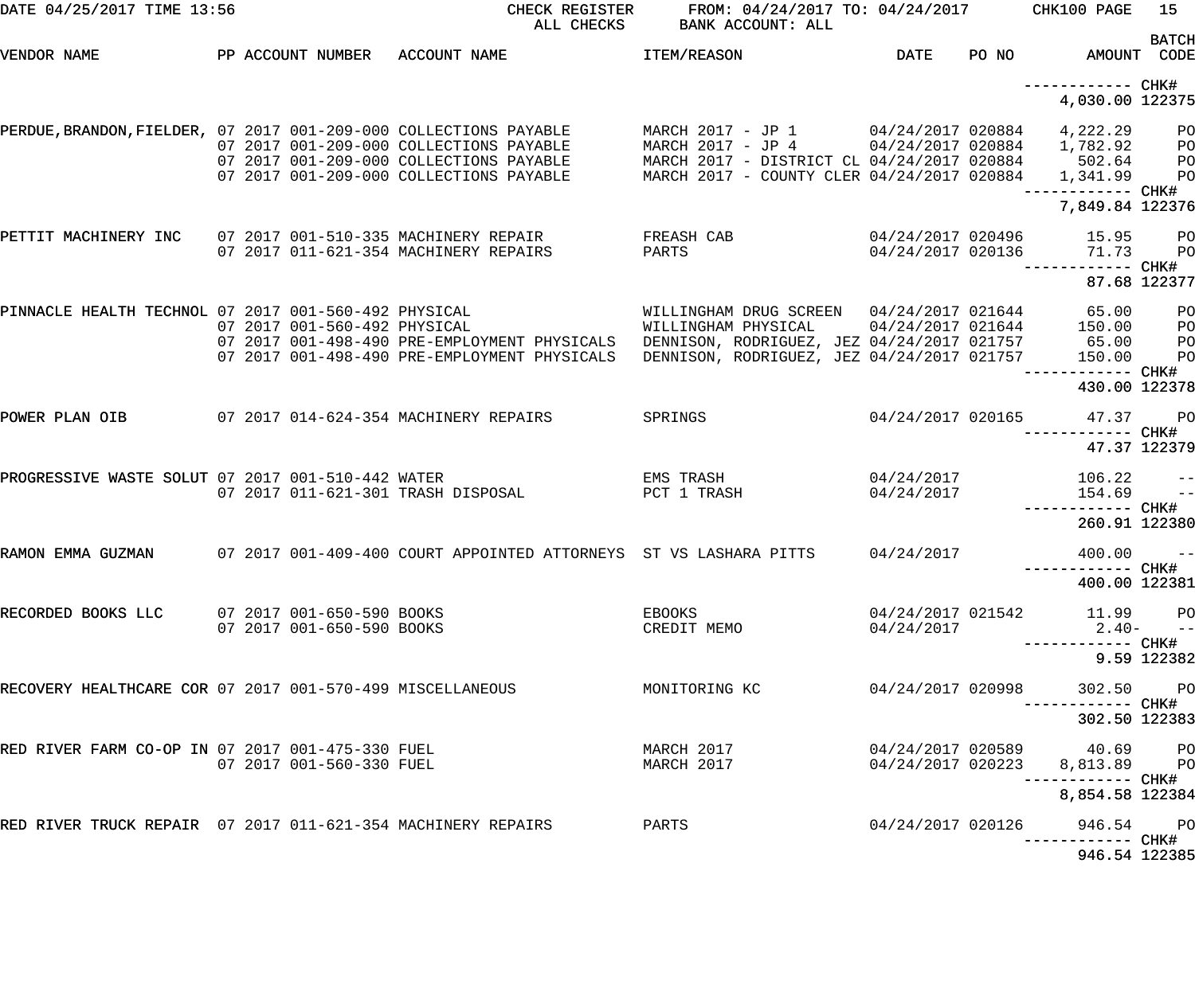DATE 04/25/2017 TIME 13:56 — CHECK REGISTER — ALL CHECKS — FROM: 04/24/2017 TO: 04/24/2017 — BANK ACCOUNT: ALL — CHK100 PAGE 15

| VENDOR NAME | PP ACCOUNT NUMBER | ACCOUNT NAME | ITEM/REASON | DATE | PO NO | AMOUNT | BATCH CODE |
|---|---|---|---|---|---|---|---|
| | | | | | | ------------ CHK# | |
| | | | | | | 4,030.00 | 122375 |
| PERDUE,BRANDON,FIELDER, | 07 2017 001-209-000 | COLLECTIONS PAYABLE | MARCH 2017 - JP 1 | 04/24/2017 | 020884 | 4,222.29 | PO |
| | 07 2017 001-209-000 | COLLECTIONS PAYABLE | MARCH 2017 - JP 4 | 04/24/2017 | 020884 | 1,782.92 | PO |
| | 07 2017 001-209-000 | COLLECTIONS PAYABLE | MARCH 2017 - DISTRICT CL | 04/24/2017 | 020884 | 502.64 | PO |
| | 07 2017 001-209-000 | COLLECTIONS PAYABLE | MARCH 2017 - COUNTY CLER | 04/24/2017 | 020884 | 1,341.99 | PO |
| | | | | | | ------------ CHK# | |
| | | | | | | 7,849.84 | 122376 |
| PETTIT MACHINERY INC | 07 2017 001-510-335 | MACHINERY REPAIR | FREASH CAB | 04/24/2017 | 020496 | 15.95 | PO |
| | 07 2017 011-621-354 | MACHINERY REPAIRS | PARTS | 04/24/2017 | 020136 | 71.73 | PO |
| | | | | | | ------------ CHK# | |
| | | | | | | 87.68 | 122377 |
| PINNACLE HEALTH TECHNOL | 07 2017 001-560-492 | PHYSICAL | WILLINGHAM DRUG SCREEN | 04/24/2017 | 021644 | 65.00 | PO |
| | 07 2017 001-560-492 | PHYSICAL | WILLINGHAM PHYSICAL | 04/24/2017 | 021644 | 150.00 | PO |
| | 07 2017 001-498-490 | PRE-EMPLOYMENT PHYSICALS | DENNISON, RODRIGUEZ, JEZ | 04/24/2017 | 021757 | 65.00 | PO |
| | 07 2017 001-498-490 | PRE-EMPLOYMENT PHYSICALS | DENNISON, RODRIGUEZ, JEZ | 04/24/2017 | 021757 | 150.00 | PO |
| | | | | | | ------------ CHK# | |
| | | | | | | 430.00 | 122378 |
| POWER PLAN OIB | 07 2017 014-624-354 | MACHINERY REPAIRS | SPRINGS | 04/24/2017 | 020165 | 47.37 | PO |
| | | | | | | ------------ CHK# | |
| | | | | | | 47.37 | 122379 |
| PROGRESSIVE WASTE SOLUT | 07 2017 001-510-442 | WATER | EMS TRASH | 04/24/2017 | | 106.22 | -- |
| | 07 2017 011-621-301 | TRASH DISPOSAL | PCT 1 TRASH | 04/24/2017 | | 154.69 | -- |
| | | | | | | ------------ CHK# | |
| | | | | | | 260.91 | 122380 |
| RAMON EMMA GUZMAN | 07 2017 001-409-400 | COURT APPOINTED ATTORNEYS | ST VS LASHARA PITTS | 04/24/2017 | | 400.00 | -- |
| | | | | | | ------------ CHK# | |
| | | | | | | 400.00 | 122381 |
| RECORDED BOOKS LLC | 07 2017 001-650-590 | BOOKS | EBOOKS | 04/24/2017 | 021542 | 11.99 | PO |
| | 07 2017 001-650-590 | BOOKS | CREDIT MEMO | 04/24/2017 | | 2.40- | -- |
| | | | | | | ------------ CHK# | |
| | | | | | | 9.59 | 122382 |
| RECOVERY HEALTHCARE COR | 07 2017 001-570-499 | MISCELLANEOUS | MONITORING KC | 04/24/2017 | 020998 | 302.50 | PO |
| | | | | | | ------------ CHK# | |
| | | | | | | 302.50 | 122383 |
| RED RIVER FARM CO-OP IN | 07 2017 001-475-330 | FUEL | MARCH 2017 | 04/24/2017 | 020589 | 40.69 | PO |
| | 07 2017 001-560-330 | FUEL | MARCH 2017 | 04/24/2017 | 020223 | 8,813.89 | PO |
| | | | | | | ------------ CHK# | |
| | | | | | | 8,854.58 | 122384 |
| RED RIVER TRUCK REPAIR | 07 2017 011-621-354 | MACHINERY REPAIRS | PARTS | 04/24/2017 | 020126 | 946.54 | PO |
| | | | | | | ------------ CHK# | |
| | | | | | | 946.54 | 122385 |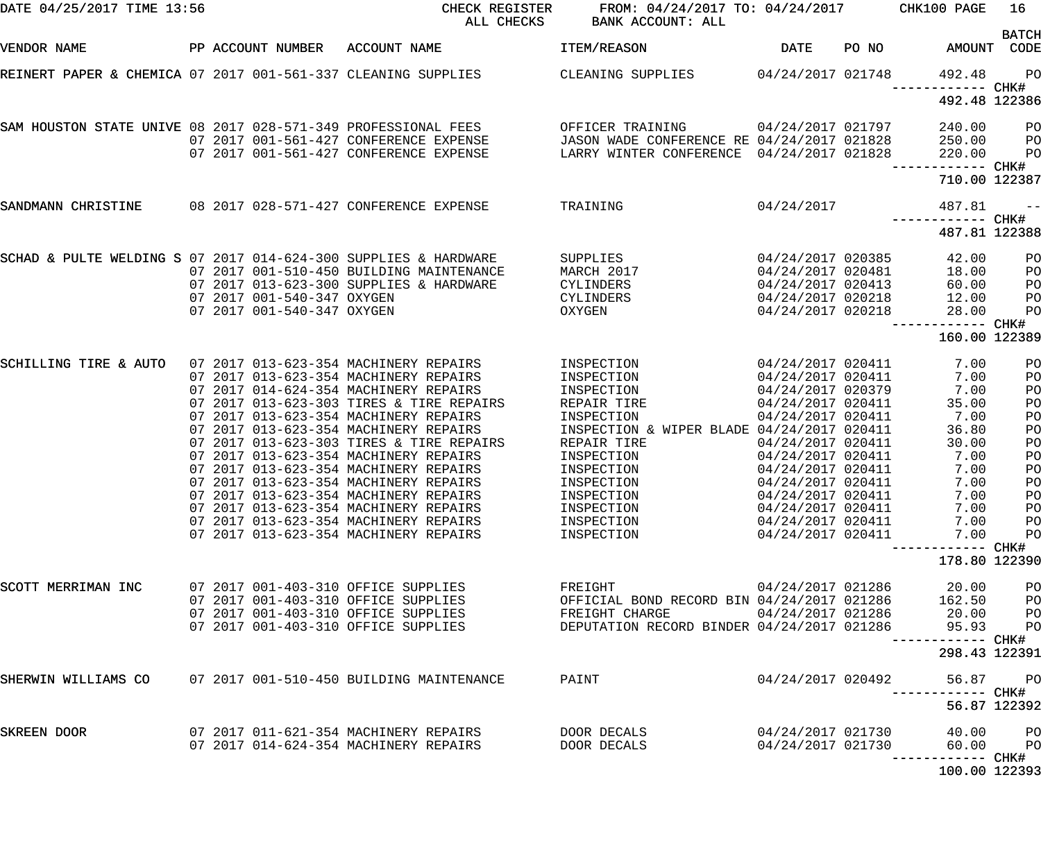DATE 04/25/2017 TIME 13:56 CHECK REGISTER ALL CHECKS FROM: 04/24/2017 TO: 04/24/2017 BANK ACCOUNT: ALL CHK100 PAGE 16

| VENDOR NAME | PP | ACCOUNT NUMBER | ACCOUNT NAME | ITEM/REASON | DATE | PO NO | AMOUNT | BATCH CODE |
|---|---|---|---|---|---|---|---|---|
| REINERT PAPER & CHEMICA | 07 | 2017 001-561-337 | CLEANING SUPPLIES | CLEANING SUPPLIES | 04/24/2017 | 021748 | 492.48 | PO |
| | | | | | | | ------------ | CHK# |
| | | | | | | | 492.48 | 122386 |
| SAM HOUSTON STATE UNIVE | 08 | 2017 028-571-349 | PROFESSIONAL FEES | OFFICER TRAINING | 04/24/2017 | 021797 | 240.00 | PO |
| | 07 | 2017 001-561-427 | CONFERENCE EXPENSE | JASON WADE CONFERENCE RE | 04/24/2017 | 021828 | 250.00 | PO |
| | 07 | 2017 001-561-427 | CONFERENCE EXPENSE | LARRY WINTER CONFERENCE | 04/24/2017 | 021828 | 220.00 | PO |
| | | | | | | | ------------ | CHK# |
| | | | | | | | 710.00 | 122387 |
| SANDMANN CHRISTINE | 08 | 2017 028-571-427 | CONFERENCE EXPENSE | TRAINING | 04/24/2017 | | 487.81 | -- |
| | | | | | | | ------------ | CHK# |
| | | | | | | | 487.81 | 122388 |
| SCHAD & PULTE WELDING S | 07 | 2017 014-624-300 | SUPPLIES & HARDWARE | SUPPLIES | 04/24/2017 | 020385 | 42.00 | PO |
| | 07 | 2017 001-510-450 | BUILDING MAINTENANCE | MARCH 2017 | 04/24/2017 | 020481 | 18.00 | PO |
| | 07 | 2017 013-623-300 | SUPPLIES & HARDWARE | CYLINDERS | 04/24/2017 | 020413 | 60.00 | PO |
| | 07 | 2017 001-540-347 | OXYGEN | CYLINDERS | 04/24/2017 | 020218 | 12.00 | PO |
| | 07 | 2017 001-540-347 | OXYGEN | OXYGEN | 04/24/2017 | 020218 | 28.00 | PO |
| | | | | | | | ------------ | CHK# |
| | | | | | | | 160.00 | 122389 |
| SCHILLING TIRE & AUTO | 07 | 2017 013-623-354 | MACHINERY REPAIRS | INSPECTION | 04/24/2017 | 020411 | 7.00 | PO |
| | 07 | 2017 013-623-354 | MACHINERY REPAIRS | INSPECTION | 04/24/2017 | 020411 | 7.00 | PO |
| | 07 | 2017 014-624-354 | MACHINERY REPAIRS | INSPECTION | 04/24/2017 | 020379 | 7.00 | PO |
| | 07 | 2017 013-623-303 | TIRES & TIRE REPAIRS | REPAIR TIRE | 04/24/2017 | 020411 | 35.00 | PO |
| | 07 | 2017 013-623-354 | MACHINERY REPAIRS | INSPECTION | 04/24/2017 | 020411 | 7.00 | PO |
| | 07 | 2017 013-623-354 | MACHINERY REPAIRS | INSPECTION & WIPER BLADE | 04/24/2017 | 020411 | 36.80 | PO |
| | 07 | 2017 013-623-303 | TIRES & TIRE REPAIRS | REPAIR TIRE | 04/24/2017 | 020411 | 30.00 | PO |
| | 07 | 2017 013-623-354 | MACHINERY REPAIRS | INSPECTION | 04/24/2017 | 020411 | 7.00 | PO |
| | 07 | 2017 013-623-354 | MACHINERY REPAIRS | INSPECTION | 04/24/2017 | 020411 | 7.00 | PO |
| | 07 | 2017 013-623-354 | MACHINERY REPAIRS | INSPECTION | 04/24/2017 | 020411 | 7.00 | PO |
| | 07 | 2017 013-623-354 | MACHINERY REPAIRS | INSPECTION | 04/24/2017 | 020411 | 7.00 | PO |
| | 07 | 2017 013-623-354 | MACHINERY REPAIRS | INSPECTION | 04/24/2017 | 020411 | 7.00 | PO |
| | 07 | 2017 013-623-354 | MACHINERY REPAIRS | INSPECTION | 04/24/2017 | 020411 | 7.00 | PO |
| | 07 | 2017 013-623-354 | MACHINERY REPAIRS | INSPECTION | 04/24/2017 | 020411 | 7.00 | PO |
| | | | | | | | ------------ | CHK# |
| | | | | | | | 178.80 | 122390 |
| SCOTT MERRIMAN INC | 07 | 2017 001-403-310 | OFFICE SUPPLIES | FREIGHT | 04/24/2017 | 021286 | 20.00 | PO |
| | 07 | 2017 001-403-310 | OFFICE SUPPLIES | OFFICIAL BOND RECORD BIN | 04/24/2017 | 021286 | 162.50 | PO |
| | 07 | 2017 001-403-310 | OFFICE SUPPLIES | FREIGHT CHARGE | 04/24/2017 | 021286 | 20.00 | PO |
| | 07 | 2017 001-403-310 | OFFICE SUPPLIES | DEPUTATION RECORD BINDER | 04/24/2017 | 021286 | 95.93 | PO |
| | | | | | | | ------------ | CHK# |
| | | | | | | | 298.43 | 122391 |
| SHERWIN WILLIAMS CO | 07 | 2017 001-510-450 | BUILDING MAINTENANCE | PAINT | 04/24/2017 | 020492 | 56.87 | PO |
| | | | | | | | ------------ | CHK# |
| | | | | | | | 56.87 | 122392 |
| SKREEN DOOR | 07 | 2017 011-621-354 | MACHINERY REPAIRS | DOOR DECALS | 04/24/2017 | 021730 | 40.00 | PO |
| | 07 | 2017 014-624-354 | MACHINERY REPAIRS | DOOR DECALS | 04/24/2017 | 021730 | 60.00 | PO |
| | | | | | | | ------------ | CHK# |
| | | | | | | | 100.00 | 122393 |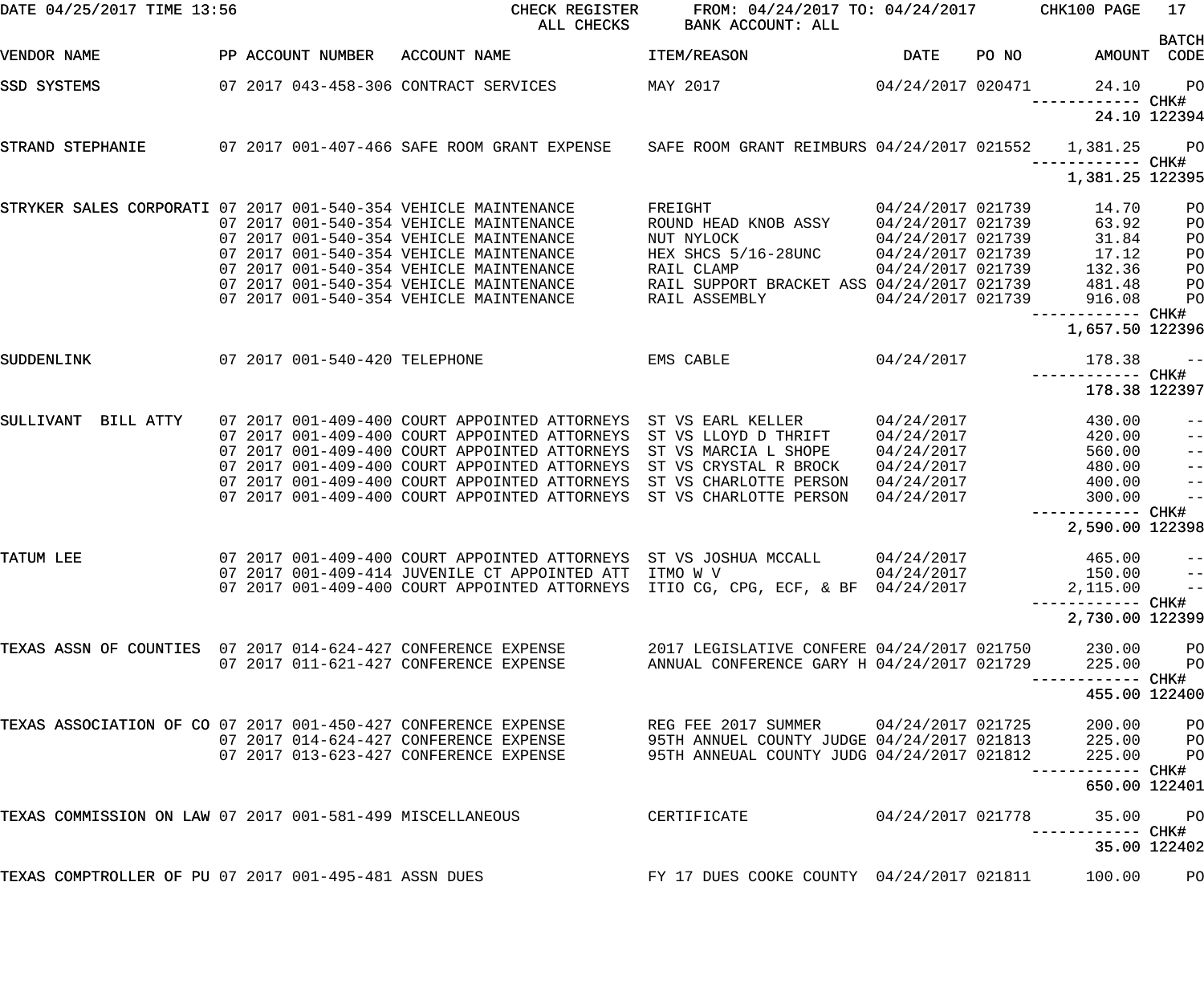DATE 04/25/2017 TIME 13:56 CHECK REGISTER FROM: 04/24/2017 TO: 04/24/2017 CHK100 PAGE 17
ALL CHECKS BANK ACCOUNT: ALL

| VENDOR NAME | PP | ACCOUNT NUMBER | ACCOUNT NAME | ITEM/REASON | DATE | PO NO | AMOUNT | BATCH CODE |
|---|---|---|---|---|---|---|---|---|
| SSD SYSTEMS | 07 2017 | 043-458-306 | CONTRACT SERVICES | MAY 2017 | 04/24/2017 | 020471 | 24.10 | PO |
| | | | | | | | ------------ | CHK# |
| | | | | | | | 24.10 | 122394 |
| STRAND STEPHANIE | 07 2017 | 001-407-466 | SAFE ROOM GRANT EXPENSE | SAFE ROOM GRANT REIMBURS | 04/24/2017 | 021552 | 1,381.25 | PO |
| | | | | | | | ------------ | CHK# |
| | | | | | | | 1,381.25 | 122395 |
| STRYKER SALES CORPORATI | 07 2017 | 001-540-354 | VEHICLE MAINTENANCE | FREIGHT | 04/24/2017 | 021739 | 14.70 | PO |
| | 07 2017 | 001-540-354 | VEHICLE MAINTENANCE | ROUND HEAD KNOB ASSY | 04/24/2017 | 021739 | 63.92 | PO |
| | 07 2017 | 001-540-354 | VEHICLE MAINTENANCE | NUT NYLOCK | 04/24/2017 | 021739 | 31.84 | PO |
| | 07 2017 | 001-540-354 | VEHICLE MAINTENANCE | HEX SHCS 5/16-28UNC | 04/24/2017 | 021739 | 17.12 | PO |
| | 07 2017 | 001-540-354 | VEHICLE MAINTENANCE | RAIL CLAMP | 04/24/2017 | 021739 | 132.36 | PO |
| | 07 2017 | 001-540-354 | VEHICLE MAINTENANCE | RAIL SUPPORT BRACKET ASS | 04/24/2017 | 021739 | 481.48 | PO |
| | 07 2017 | 001-540-354 | VEHICLE MAINTENANCE | RAIL ASSEMBLY | 04/24/2017 | 021739 | 916.08 | PO |
| | | | | | | | ------------ | CHK# |
| | | | | | | | 1,657.50 | 122396 |
| SUDDENLINK | 07 2017 | 001-540-420 | TELEPHONE | EMS CABLE | 04/24/2017 | | 178.38 | -- |
| | | | | | | | ------------ | CHK# |
| | | | | | | | 178.38 | 122397 |
| SULLIVANT BILL ATTY | 07 2017 | 001-409-400 | COURT APPOINTED ATTORNEYS | ST VS EARL KELLER | 04/24/2017 | | 430.00 | -- |
| | 07 2017 | 001-409-400 | COURT APPOINTED ATTORNEYS | ST VS LLOYD D THRIFT | 04/24/2017 | | 420.00 | -- |
| | 07 2017 | 001-409-400 | COURT APPOINTED ATTORNEYS | ST VS MARCIA L SHOPE | 04/24/2017 | | 560.00 | -- |
| | 07 2017 | 001-409-400 | COURT APPOINTED ATTORNEYS | ST VS CRYSTAL R BROCK | 04/24/2017 | | 480.00 | -- |
| | 07 2017 | 001-409-400 | COURT APPOINTED ATTORNEYS | ST VS CHARLOTTE PERSON | 04/24/2017 | | 400.00 | -- |
| | 07 2017 | 001-409-400 | COURT APPOINTED ATTORNEYS | ST VS CHARLOTTE PERSON | 04/24/2017 | | 300.00 | -- |
| | | | | | | | ------------ | CHK# |
| | | | | | | | 2,590.00 | 122398 |
| TATUM LEE | 07 2017 | 001-409-400 | COURT APPOINTED ATTORNEYS | ST VS JOSHUA MCCALL | 04/24/2017 | | 465.00 | -- |
| | 07 2017 | 001-409-414 | JUVENILE CT APPOINTED ATT | ITMO W V | 04/24/2017 | | 150.00 | -- |
| | 07 2017 | 001-409-400 | COURT APPOINTED ATTORNEYS | ITIO CG, CPG, ECF, & BF | 04/24/2017 | | 2,115.00 | -- |
| | | | | | | | ------------ | CHK# |
| | | | | | | | 2,730.00 | 122399 |
| TEXAS ASSN OF COUNTIES | 07 2017 | 014-624-427 | CONFERENCE EXPENSE | 2017 LEGISLATIVE CONFERE | 04/24/2017 | 021750 | 230.00 | PO |
| | 07 2017 | 011-621-427 | CONFERENCE EXPENSE | ANNUAL CONFERENCE GARY H | 04/24/2017 | 021729 | 225.00 | PO |
| | | | | | | | ------------ | CHK# |
| | | | | | | | 455.00 | 122400 |
| TEXAS ASSOCIATION OF CO | 07 2017 | 001-450-427 | CONFERENCE EXPENSE | REG FEE 2017 SUMMER | 04/24/2017 | 021725 | 200.00 | PO |
| | 07 2017 | 014-624-427 | CONFERENCE EXPENSE | 95TH ANNUEL COUNTY JUDGE | 04/24/2017 | 021813 | 225.00 | PO |
| | 07 2017 | 013-623-427 | CONFERENCE EXPENSE | 95TH ANNEUAL COUNTY JUDG | 04/24/2017 | 021812 | 225.00 | PO |
| | | | | | | | ------------ | CHK# |
| | | | | | | | 650.00 | 122401 |
| TEXAS COMMISSION ON LAW | 07 2017 | 001-581-499 | MISCELLANEOUS | CERTIFICATE | 04/24/2017 | 021778 | 35.00 | PO |
| | | | | | | | ------------ | CHK# |
| | | | | | | | 35.00 | 122402 |
| TEXAS COMPTROLLER OF PU | 07 2017 | 001-495-481 | ASSN DUES | FY 17 DUES COOKE COUNTY | 04/24/2017 | 021811 | 100.00 | PO |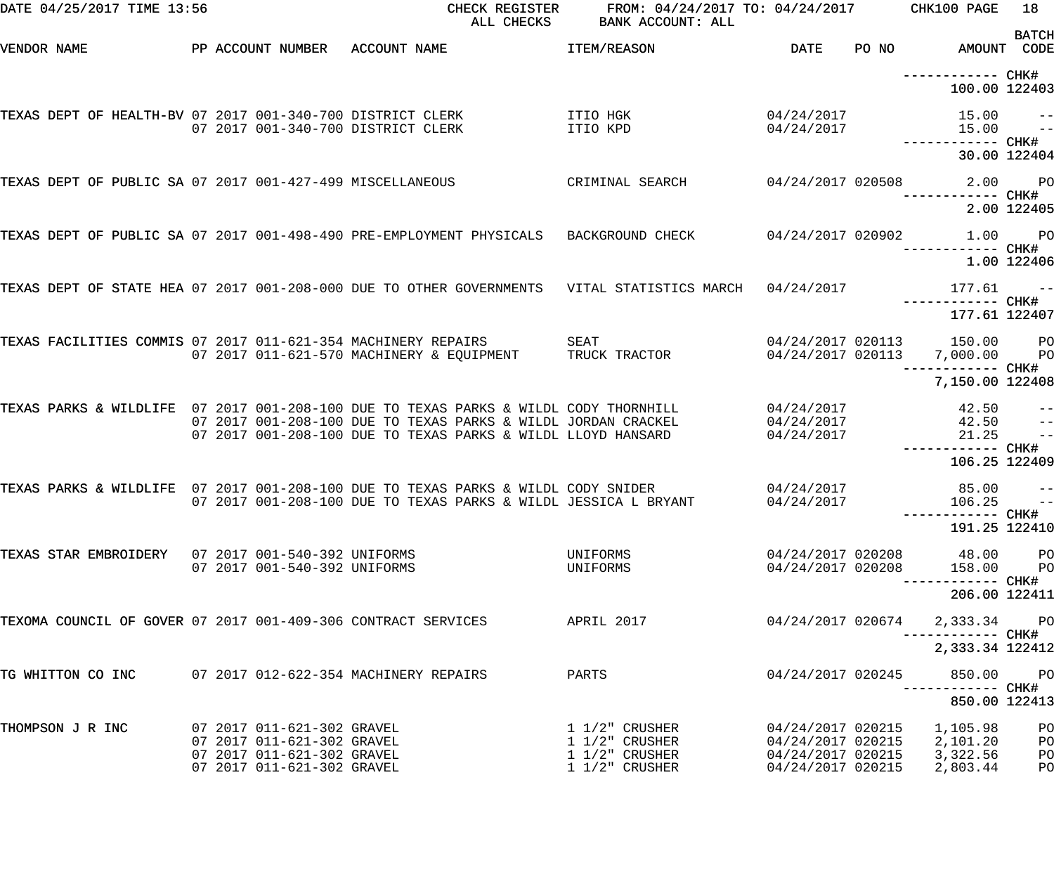DATE 04/25/2017 TIME 13:56 CHECK REGISTER FROM: 04/24/2017 TO: 04/24/2017 CHK100 PAGE 18
ALL CHECKS BANK ACCOUNT: ALL

| VENDOR NAME | PP | ACCOUNT NUMBER | ACCOUNT NAME | ITEM/REASON | DATE | PO NO | AMOUNT | BATCH CODE |
|---|---|---|---|---|---|---|---|---|
| | | | | | | | ------------ | CHK# |
| | | | | | | | 100.00 | 122403 |
| TEXAS DEPT OF HEALTH-BV | 07 2017 | 001-340-700 | DISTRICT CLERK | ITIO HGK | 04/24/2017 | | 15.00 | -- |
| | 07 2017 | 001-340-700 | DISTRICT CLERK | ITIO KPD | 04/24/2017 | | 15.00 | -- |
| | | | | | | | ------------ | CHK# |
| | | | | | | | 30.00 | 122404 |
| TEXAS DEPT OF PUBLIC SA | 07 2017 | 001-427-499 | MISCELLANEOUS | CRIMINAL SEARCH | 04/24/2017 | 020508 | 2.00 | PO |
| | | | | | | | ------------ | CHK# |
| | | | | | | | 2.00 | 122405 |
| TEXAS DEPT OF PUBLIC SA | 07 2017 | 001-498-490 | PRE-EMPLOYMENT PHYSICALS | BACKGROUND CHECK | 04/24/2017 | 020902 | 1.00 | PO |
| | | | | | | | ------------ | CHK# |
| | | | | | | | 1.00 | 122406 |
| TEXAS DEPT OF STATE HEA | 07 2017 | 001-208-000 | DUE TO OTHER GOVERNMENTS | VITAL STATISTICS MARCH | 04/24/2017 | | 177.61 | -- |
| | | | | | | | ------------ | CHK# |
| | | | | | | | 177.61 | 122407 |
| TEXAS FACILITIES COMMIS | 07 2017 | 011-621-354 | MACHINERY REPAIRS | SEAT | 04/24/2017 | 020113 | 150.00 | PO |
| | 07 2017 | 011-621-570 | MACHINERY & EQUIPMENT | TRUCK TRACTOR | 04/24/2017 | 020113 | 7,000.00 | PO |
| | | | | | | | ------------ | CHK# |
| | | | | | | | 7,150.00 | 122408 |
| TEXAS PARKS & WILDLIFE | 07 2017 | 001-208-100 | DUE TO TEXAS PARKS & WILDL | CODY THORNHILL | 04/24/2017 | | 42.50 | -- |
| | 07 2017 | 001-208-100 | DUE TO TEXAS PARKS & WILDL | JORDAN CRACKEL | 04/24/2017 | | 42.50 | -- |
| | 07 2017 | 001-208-100 | DUE TO TEXAS PARKS & WILDL | LLOYD HANSARD | 04/24/2017 | | 21.25 | -- |
| | | | | | | | ------------ | CHK# |
| | | | | | | | 106.25 | 122409 |
| TEXAS PARKS & WILDLIFE | 07 2017 | 001-208-100 | DUE TO TEXAS PARKS & WILDL | CODY SNIDER | 04/24/2017 | | 85.00 | -- |
| | 07 2017 | 001-208-100 | DUE TO TEXAS PARKS & WILDL | JESSICA L BRYANT | 04/24/2017 | | 106.25 | -- |
| | | | | | | | ------------ | CHK# |
| | | | | | | | 191.25 | 122410 |
| TEXAS STAR EMBROIDERY | 07 2017 | 001-540-392 | UNIFORMS | UNIFORMS | 04/24/2017 | 020208 | 48.00 | PO |
| | 07 2017 | 001-540-392 | UNIFORMS | UNIFORMS | 04/24/2017 | 020208 | 158.00 | PO |
| | | | | | | | ------------ | CHK# |
| | | | | | | | 206.00 | 122411 |
| TEXOMA COUNCIL OF GOVER | 07 2017 | 001-409-306 | CONTRACT SERVICES | APRIL 2017 | 04/24/2017 | 020674 | 2,333.34 | PO |
| | | | | | | | ------------ | CHK# |
| | | | | | | | 2,333.34 | 122412 |
| TG WHITTON CO INC | 07 2017 | 012-622-354 | MACHINERY REPAIRS | PARTS | 04/24/2017 | 020245 | 850.00 | PO |
| | | | | | | | ------------ | CHK# |
| | | | | | | | 850.00 | 122413 |
| THOMPSON J R INC | 07 2017 | 011-621-302 | GRAVEL | 1 1/2" CRUSHER | 04/24/2017 | 020215 | 1,105.98 | PO |
| | 07 2017 | 011-621-302 | GRAVEL | 1 1/2" CRUSHER | 04/24/2017 | 020215 | 2,101.20 | PO |
| | 07 2017 | 011-621-302 | GRAVEL | 1 1/2" CRUSHER | 04/24/2017 | 020215 | 3,322.56 | PO |
| | 07 2017 | 011-621-302 | GRAVEL | 1 1/2" CRUSHER | 04/24/2017 | 020215 | 2,803.44 | PO |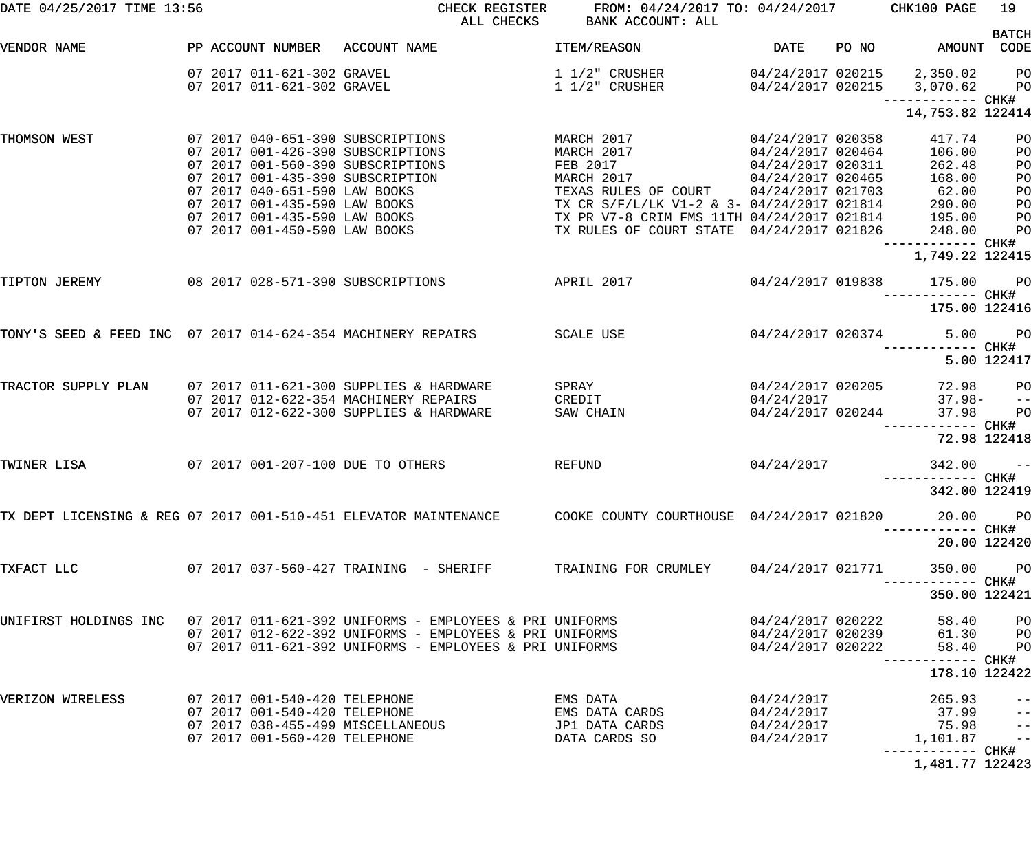DATE 04/25/2017 TIME 13:56 — CHECK REGISTER — ALL CHECKS — FROM: 04/24/2017 TO: 04/24/2017 — BANK ACCOUNT: ALL — CHK100

| VENDOR NAME | PP | ACCOUNT NUMBER | ACCOUNT NAME | ITEM/REASON | DATE | PO NO | AMOUNT | BATCH CODE |
|---|---|---|---|---|---|---|---|---|
| | 07 | 2017 011-621-302 | GRAVEL | 1 1/2" CRUSHER | 04/24/2017 | 020215 | 2,350.02 | PO |
| | 07 | 2017 011-621-302 | GRAVEL | 1 1/2" CRUSHER | 04/24/2017 | 020215 | 3,070.62 | PO |
| | | | | | | | 14,753.82 | CHK# 122414 |
| THOMSON WEST | 07 | 2017 040-651-390 | SUBSCRIPTIONS | MARCH 2017 | 04/24/2017 | 020358 | 417.74 | PO |
| | 07 | 2017 001-426-390 | SUBSCRIPTIONS | MARCH 2017 | 04/24/2017 | 020464 | 106.00 | PO |
| | 07 | 2017 001-560-390 | SUBSCRIPTIONS | FEB 2017 | 04/24/2017 | 020311 | 262.48 | PO |
| | 07 | 2017 001-435-390 | SUBSCRIPTION | MARCH 2017 | 04/24/2017 | 020465 | 168.00 | PO |
| | 07 | 2017 040-651-590 | LAW BOOKS | TEXAS RULES OF COURT | 04/24/2017 | 021703 | 62.00 | PO |
| | 07 | 2017 001-435-590 | LAW BOOKS | TX CR S/F/L/LK V1-2 & 3- | 04/24/2017 | 021814 | 290.00 | PO |
| | 07 | 2017 001-435-590 | LAW BOOKS | TX PR V7-8 CRIM FMS 11TH | 04/24/2017 | 021814 | 195.00 | PO |
| | 07 | 2017 001-450-590 | LAW BOOKS | TX RULES OF COURT STATE | 04/24/2017 | 021826 | 248.00 | PO |
| | | | | | | | 1,749.22 | CHK# 122415 |
| TIPTON JEREMY | 08 | 2017 028-571-390 | SUBSCRIPTIONS | APRIL 2017 | 04/24/2017 | 019838 | 175.00 | PO |
| | | | | | | | 175.00 | CHK# 122416 |
| TONY'S SEED & FEED INC | 07 | 2017 014-624-354 | MACHINERY REPAIRS | SCALE USE | 04/24/2017 | 020374 | 5.00 | PO |
| | | | | | | | 5.00 | CHK# 122417 |
| TRACTOR SUPPLY PLAN | 07 | 2017 011-621-300 | SUPPLIES & HARDWARE | SPRAY | 04/24/2017 | 020205 | 72.98 | PO |
| | 07 | 2017 012-622-354 | MACHINERY REPAIRS | CREDIT | 04/24/2017 | | 37.98- | -- |
| | 07 | 2017 012-622-300 | SUPPLIES & HARDWARE | SAW CHAIN | 04/24/2017 | 020244 | 37.98 | PO |
| | | | | | | | 72.98 | CHK# 122418 |
| TWINER LISA | 07 | 2017 001-207-100 | DUE TO OTHERS | REFUND | 04/24/2017 | | 342.00 | -- |
| | | | | | | | 342.00 | CHK# 122419 |
| TX DEPT LICENSING & REG | 07 | 2017 001-510-451 | ELEVATOR MAINTENANCE | COOKE COUNTY COURTHOUSE | 04/24/2017 | 021820 | 20.00 | PO |
| | | | | | | | 20.00 | CHK# 122420 |
| TXFACT LLC | 07 | 2017 037-560-427 | TRAINING - SHERIFF | TRAINING FOR CRUMLEY | 04/24/2017 | 021771 | 350.00 | PO |
| | | | | | | | 350.00 | CHK# 122421 |
| UNIFIRST HOLDINGS INC | 07 | 2017 011-621-392 | UNIFORMS - EMPLOYEES & PRI | UNIFORMS | 04/24/2017 | 020222 | 58.40 | PO |
| | 07 | 2017 012-622-392 | UNIFORMS - EMPLOYEES & PRI | UNIFORMS | 04/24/2017 | 020239 | 61.30 | PO |
| | 07 | 2017 011-621-392 | UNIFORMS - EMPLOYEES & PRI | UNIFORMS | 04/24/2017 | 020222 | 58.40 | PO |
| | | | | | | | 178.10 | CHK# 122422 |
| VERIZON WIRELESS | 07 | 2017 001-540-420 | TELEPHONE | EMS DATA | 04/24/2017 | | 265.93 | -- |
| | 07 | 2017 001-540-420 | TELEPHONE | EMS DATA CARDS | 04/24/2017 | | 37.99 | -- |
| | 07 | 2017 038-455-499 | MISCELLANEOUS | JP1 DATA CARDS | 04/24/2017 | | 75.98 | -- |
| | 07 | 2017 001-560-420 | TELEPHONE | DATA CARDS SO | 04/24/2017 | | 1,101.87 | -- |
| | | | | | | | 1,481.77 | CHK# 122423 |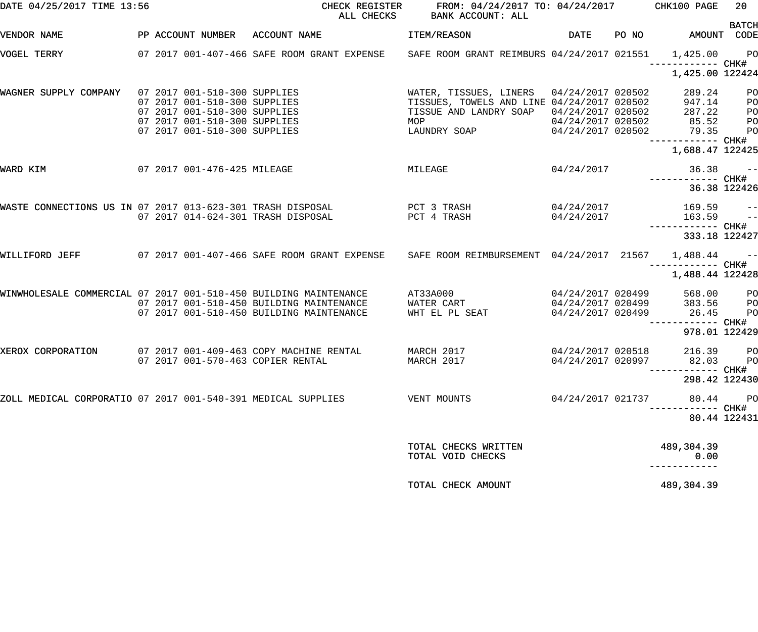DATE 04/25/2017 TIME 13:56 CHECK REGISTER ALL CHECKS FROM: 04/24/2017 TO: 04/24/2017 BANK ACCOUNT: ALL CHK100 PAGE 20

| VENDOR NAME | PP ACCOUNT NUMBER | ACCOUNT NAME | ITEM/REASON | DATE | PO NO | AMOUNT | BATCH CODE |
|---|---|---|---|---|---|---|---|
| VOGEL TERRY | 07 2017 001-407-466 | SAFE ROOM GRANT EXPENSE | SAFE ROOM GRANT REIMBURS | 04/24/2017 | 021551 | 1,425.00 | PO |
| | | | | | | ------------ | CHK# |
| | | | | | | 1,425.00 | 122424 |
| WAGNER SUPPLY COMPANY | 07 2017 001-510-300 | SUPPLIES | WATER, TISSUES, LINERS | 04/24/2017 | 020502 | 289.24 | PO |
| | 07 2017 001-510-300 | SUPPLIES | TISSUES, TOWELS AND LINE | 04/24/2017 | 020502 | 947.14 | PO |
| | 07 2017 001-510-300 | SUPPLIES | TISSUE AND LANDRY SOAP | 04/24/2017 | 020502 | 287.22 | PO |
| | 07 2017 001-510-300 | SUPPLIES | MOP | 04/24/2017 | 020502 | 85.52 | PO |
| | 07 2017 001-510-300 | SUPPLIES | LAUNDRY SOAP | 04/24/2017 | 020502 | 79.35 | PO |
| | | | | | | ------------ | CHK# |
| | | | | | | 1,688.47 | 122425 |
| WARD KIM | 07 2017 001-476-425 | MILEAGE | MILEAGE | 04/24/2017 | | 36.38 | -- |
| | | | | | | ------------ | CHK# |
| | | | | | | 36.38 | 122426 |
| WASTE CONNECTIONS US IN | 07 2017 013-623-301 | TRASH DISPOSAL | PCT 3 TRASH | 04/24/2017 | | 169.59 | -- |
| | 07 2017 014-624-301 | TRASH DISPOSAL | PCT 4 TRASH | 04/24/2017 | | 163.59 | -- |
| | | | | | | ------------ | CHK# |
| | | | | | | 333.18 | 122427 |
| WILLIFORD JEFF | 07 2017 001-407-466 | SAFE ROOM GRANT EXPENSE | SAFE ROOM REIMBURSEMENT | 04/24/2017 | 21567 | 1,488.44 | -- |
| | | | | | | ------------ | CHK# |
| | | | | | | 1,488.44 | 122428 |
| WINWHOLESALE COMMERCIAL | 07 2017 001-510-450 | BUILDING MAINTENANCE | AT33A000 | 04/24/2017 | 020499 | 568.00 | PO |
| | 07 2017 001-510-450 | BUILDING MAINTENANCE | WATER CART | 04/24/2017 | 020499 | 383.56 | PO |
| | 07 2017 001-510-450 | BUILDING MAINTENANCE | WHT EL PL SEAT | 04/24/2017 | 020499 | 26.45 | PO |
| | | | | | | ------------ | CHK# |
| | | | | | | 978.01 | 122429 |
| XEROX CORPORATION | 07 2017 001-409-463 | COPY MACHINE RENTAL | MARCH 2017 | 04/24/2017 | 020518 | 216.39 | PO |
| | 07 2017 001-570-463 | COPIER RENTAL | MARCH 2017 | 04/24/2017 | 020997 | 82.03 | PO |
| | | | | | | ------------ | CHK# |
| | | | | | | 298.42 | 122430 |
| ZOLL MEDICAL CORPORATIO | 07 2017 001-540-391 | MEDICAL SUPPLIES | VENT MOUNTS | 04/24/2017 | 021737 | 80.44 | PO |
| | | | | | | ------------ | CHK# |
| | | | | | | 80.44 | 122431 |

| | |
|---|---|
| TOTAL CHECKS WRITTEN | 489,304.39 |
| TOTAL VOID CHECKS | 0.00 |
| | ------------ |
| TOTAL CHECK AMOUNT | 489,304.39 |